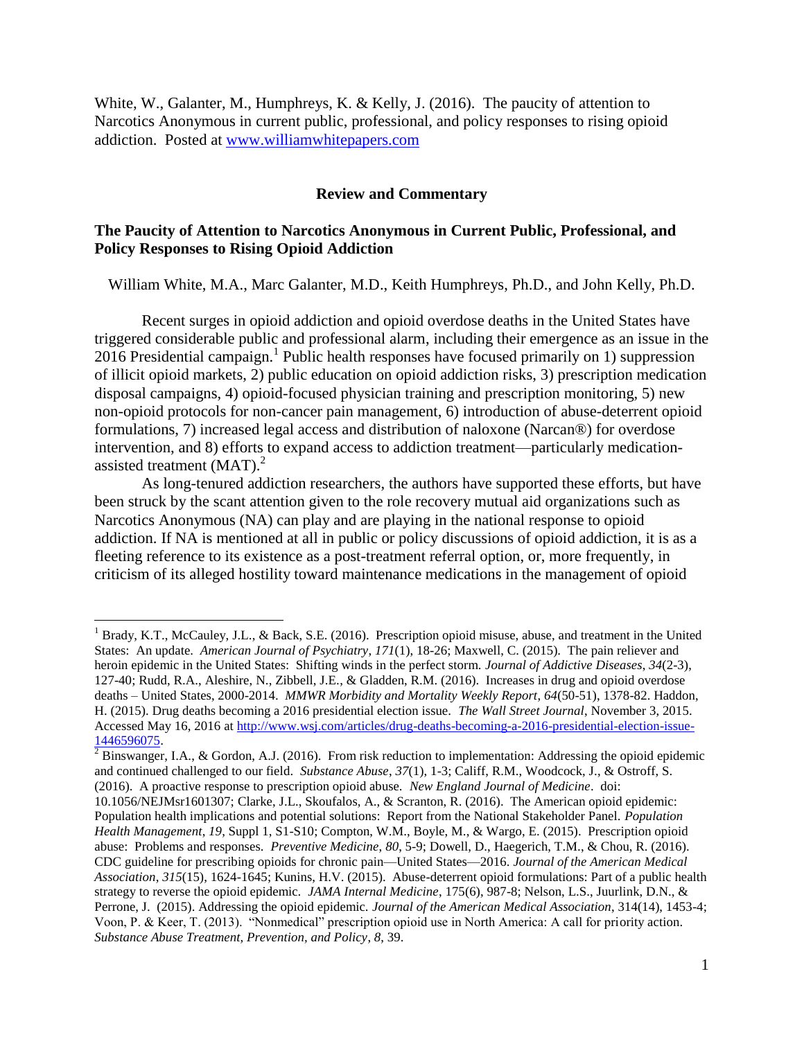White, W., Galanter, M., Humphreys, K. & Kelly, J. (2016). The paucity of attention to Narcotics Anonymous in current public, professional, and policy responses to rising opioid addiction. Posted at [www.williamwhitepapers.com](http://www.williamwhitepapers.com)

**Review and Commentary**

## The Paucity of Attention to Narcotics Anonymous in Current Public, Professional, and Policy Responses to Rising Opioid Addiction

William White, M.A., Marc Galanter, M.D., Keith Humphreys, Ph.D., and John Kelly, Ph.D.

Recent surges in opioid addiction and opioid overdose deaths in the United States have triggered considerable public and professional alarm, including their emergence as an issue in the 2016 Presidential campaign.[1] Public health responses have focused primarily on 1) suppression of illicit opioid markets, 2) public education on opioid addiction risks, 3) prescription medication disposal campaigns, 4) opioid-focused physician training and prescription monitoring, 5) new non-opioid protocols for non-cancer pain management, 6) introduction of abuse-deterrent opioid formulations, 7) increased legal access and distribution of naloxone (Narcan®) for overdose intervention, and 8) efforts to expand access to addiction treatment—particularly medication-assisted treatment (MAT).[2]

As long-tenured addiction researchers, the authors have supported these efforts, but have been struck by the scant attention given to the role recovery mutual aid organizations such as Narcotics Anonymous (NA) can play and are playing in the national response to opioid addiction. If NA is mentioned at all in public or policy discussions of opioid addiction, it is as a fleeting reference to its existence as a post-treatment referral option, or, more frequently, in criticism of its alleged hostility toward maintenance medications in the management of opioid

---

[1] Brady, K.T., McCauley, J.L., & Back, S.E. (2016). Prescription opioid misuse, abuse, and treatment in the United States: An update. *American Journal of Psychiatry*, *171*(1), 18-26; Maxwell, C. (2015). The pain reliever and heroin epidemic in the United States: Shifting winds in the perfect storm. *Journal of Addictive Diseases*, *34*(2-3), 127-40; Rudd, R.A., Aleshire, N., Zibbell, J.E., & Gladden, R.M. (2016). Increases in drug and opioid overdose deaths – United States, 2000-2014. *MMWR Morbidity and Mortality Weekly Report*, *64*(50-51), 1378-82. Haddon, H. (2015). Drug deaths becoming a 2016 presidential election issue. *The Wall Street Journal*, November 3, 2015. Accessed May 16, 2016 at [http://www.wsj.com/articles/drug-deaths-becoming-a-2016-presidential-election-issue-1446596075](http://www.wsj.com/articles/drug-deaths-becoming-a-2016-presidential-election-issue-1446596075).

[2] Binswanger, I.A., & Gordon, A.J. (2016). From risk reduction to implementation: Addressing the opioid epidemic and continued challenged to our field. *Substance Abuse*, *37*(1), 1-3; Califf, R.M., Woodcock, J., & Ostroff, S. (2016). A proactive response to prescription opioid abuse. *New England Journal of Medicine*. doi: 10.1056/NEJMsr1601307; Clarke, J.L., Skoufalos, A., & Scranton, R. (2016). The American opioid epidemic: Population health implications and potential solutions: Report from the National Stakeholder Panel. *Population Health Management*, *19*, Suppl 1, S1-S10; Compton, W.M., Boyle, M., & Wargo, E. (2015). Prescription opioid abuse: Problems and responses. *Preventive Medicine*, *80*, 5-9; Dowell, D., Haegerich, T.M., & Chou, R. (2016). CDC guideline for prescribing opioids for chronic pain—United States—2016. *Journal of the American Medical Association*, *315*(15), 1624-1645; Kunins, H.V. (2015). Abuse-deterrent opioid formulations: Part of a public health strategy to reverse the opioid epidemic. *JAMA Internal Medicine*, 175(6), 987-8; Nelson, L.S., Juurlink, D.N., & Perrone, J. (2015). Addressing the opioid epidemic. *Journal of the American Medical Association*, 314(14), 1453-4; Voon, P. & Keer, T. (2013). "Nonmedical" prescription opioid use in North America: A call for priority action. *Substance Abuse Treatment, Prevention, and Policy*, *8*, 39.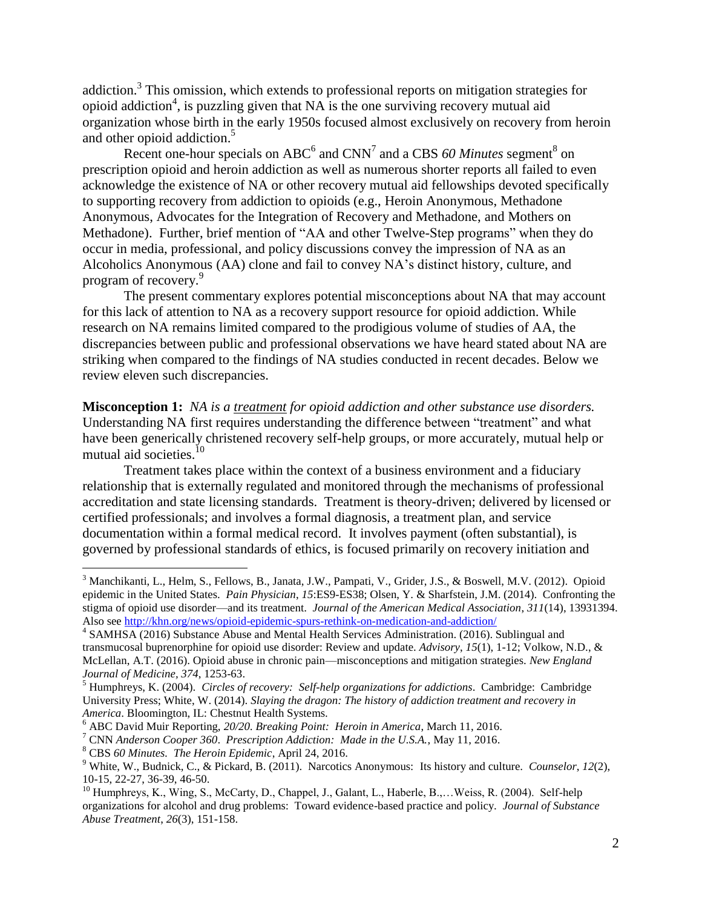addiction.[3] This omission, which extends to professional reports on mitigation strategies for opioid addiction[4], is puzzling given that NA is the one surviving recovery mutual aid organization whose birth in the early 1950s focused almost exclusively on recovery from heroin and other opioid addiction.[5]

Recent one-hour specials on ABC[6] and CNN[7] and a CBS *60 Minutes* segment[8] on prescription opioid and heroin addiction as well as numerous shorter reports all failed to even acknowledge the existence of NA or other recovery mutual aid fellowships devoted specifically to supporting recovery from addiction to opioids (e.g., Heroin Anonymous, Methadone Anonymous, Advocates for the Integration of Recovery and Methadone, and Mothers on Methadone). Further, brief mention of "AA and other Twelve-Step programs" when they do occur in media, professional, and policy discussions convey the impression of NA as an Alcoholics Anonymous (AA) clone and fail to convey NA's distinct history, culture, and program of recovery.[9]

The present commentary explores potential misconceptions about NA that may account for this lack of attention to NA as a recovery support resource for opioid addiction. While research on NA remains limited compared to the prodigious volume of studies of AA, the discrepancies between public and professional observations we have heard stated about NA are striking when compared to the findings of NA studies conducted in recent decades. Below we review eleven such discrepancies.

**Misconception 1:** *NA is a* <u>*treatment*</u> *for opioid addiction and other substance use disorders.* Understanding NA first requires understanding the difference between "treatment" and what have been generically christened recovery self-help groups, or more accurately, mutual help or mutual aid societies.[10]

Treatment takes place within the context of a business environment and a fiduciary relationship that is externally regulated and monitored through the mechanisms of professional accreditation and state licensing standards. Treatment is theory-driven; delivered by licensed or certified professionals; and involves a formal diagnosis, a treatment plan, and service documentation within a formal medical record. It involves payment (often substantial), is governed by professional standards of ethics, is focused primarily on recovery initiation and

---

[3] Manchikanti, L., Helm, S., Fellows, B., Janata, J.W., Pampati, V., Grider, J.S., & Boswell, M.V. (2012). Opioid epidemic in the United States. *Pain Physician, 15*:ES9-ES38; Olsen, Y. & Sharfstein, J.M. (2014). Confronting the stigma of opioid use disorder—and its treatment. *Journal of the American Medical Association, 311*(14), 13931394. Also see http://khn.org/news/opioid-epidemic-spurs-rethink-on-medication-and-addiction/

[4] SAMHSA (2016) Substance Abuse and Mental Health Services Administration. (2016). Sublingual and transmucosal buprenorphine for opioid use disorder: Review and update. *Advisory, 15*(1), 1-12; Volkow, N.D., & McLellan, A.T. (2016). Opioid abuse in chronic pain—misconceptions and mitigation strategies. *New England Journal of Medicine, 374*, 1253-63.

[5] Humphreys, K. (2004). *Circles of recovery: Self-help organizations for addictions*. Cambridge: Cambridge University Press; White, W. (2014). *Slaying the dragon: The history of addiction treatment and recovery in America*. Bloomington, IL: Chestnut Health Systems.

[6] ABC David Muir Reporting, *20/20. Breaking Point: Heroin in America*, March 11, 2016.

[7] CNN *Anderson Cooper 360*. *Prescription Addiction: Made in the U.S.A.*, May 11, 2016.

[8] CBS *60 Minutes. The Heroin Epidemic*, April 24, 2016.

[9] White, W., Budnick, C., & Pickard, B. (2011). Narcotics Anonymous: Its history and culture. *Counselor, 12*(2), 10-15, 22-27, 36-39, 46-50.

[10] Humphreys, K., Wing, S., McCarty, D., Chappel, J., Galant, L., Haberle, B.,…Weiss, R. (2004). Self-help organizations for alcohol and drug problems: Toward evidence-based practice and policy. *Journal of Substance Abuse Treatment, 26*(3), 151-158.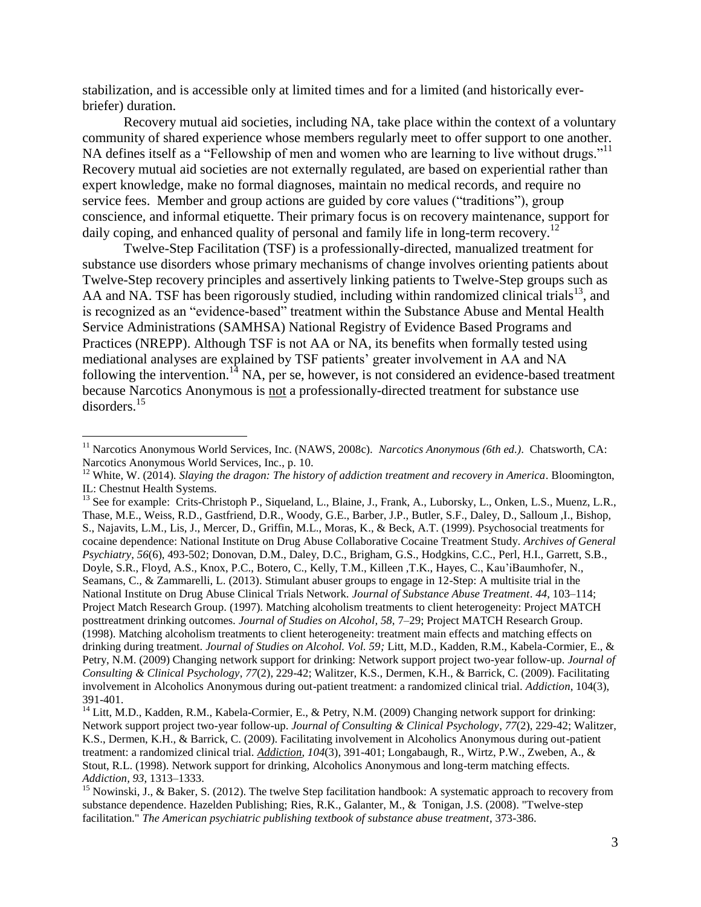stabilization, and is accessible only at limited times and for a limited (and historically ever-briefer) duration.

Recovery mutual aid societies, including NA, take place within the context of a voluntary community of shared experience whose members regularly meet to offer support to one another. NA defines itself as a "Fellowship of men and women who are learning to live without drugs."[11] Recovery mutual aid societies are not externally regulated, are based on experiential rather than expert knowledge, make no formal diagnoses, maintain no medical records, and require no service fees. Member and group actions are guided by core values ("traditions"), group conscience, and informal etiquette. Their primary focus is on recovery maintenance, support for daily coping, and enhanced quality of personal and family life in long-term recovery.[12]

Twelve-Step Facilitation (TSF) is a professionally-directed, manualized treatment for substance use disorders whose primary mechanisms of change involves orienting patients about Twelve-Step recovery principles and assertively linking patients to Twelve-Step groups such as AA and NA. TSF has been rigorously studied, including within randomized clinical trials[13], and is recognized as an "evidence-based" treatment within the Substance Abuse and Mental Health Service Administrations (SAMHSA) National Registry of Evidence Based Programs and Practices (NREPP). Although TSF is not AA or NA, its benefits when formally tested using mediational analyses are explained by TSF patients' greater involvement in AA and NA following the intervention.[14] NA, per se, however, is not considered an evidence-based treatment because Narcotics Anonymous is not a professionally-directed treatment for substance use disorders.[15]

---

[11] Narcotics Anonymous World Services, Inc. (NAWS, 2008c). *Narcotics Anonymous (6th ed.)*. Chatsworth, CA: Narcotics Anonymous World Services, Inc., p. 10.

[12] White, W. (2014). *Slaying the dragon: The history of addiction treatment and recovery in America*. Bloomington, IL: Chestnut Health Systems.

[13] See for example: Crits-Christoph P., Siqueland, L., Blaine, J., Frank, A., Luborsky, L., Onken, L.S., Muenz, L.R., Thase, M.E., Weiss, R.D., Gastfriend, D.R., Woody, G.E., Barber, J.P., Butler, S.F., Daley, D., Salloum ,I., Bishop, S., Najavits, L.M., Lis, J., Mercer, D., Griffin, M.L., Moras, K., & Beck, A.T. (1999). Psychosocial treatments for cocaine dependence: National Institute on Drug Abuse Collaborative Cocaine Treatment Study. *Archives of General Psychiatry*, *56*(6), 493-502; Donovan, D.M., Daley, D.C., Brigham, G.S., Hodgkins, C.C., Perl, H.I., Garrett, S.B., Doyle, S.R., Floyd, A.S., Knox, P.C., Botero, C., Kelly, T.M., Killeen ,T.K., Hayes, C., Kau'iBaumhofer, N., Seamans, C., & Zammarelli, L. (2013). Stimulant abuser groups to engage in 12-Step: A multisite trial in the National Institute on Drug Abuse Clinical Trials Network. *Journal of Substance Abuse Treatment*. *44*, 103–114; Project Match Research Group. (1997). Matching alcoholism treatments to client heterogeneity: Project MATCH posttreatment drinking outcomes. *Journal of Studies on Alcohol, 58*, 7–29; Project MATCH Research Group. (1998). Matching alcoholism treatments to client heterogeneity: treatment main effects and matching effects on drinking during treatment. *Journal of Studies on Alcohol. Vol. 59;* Litt, M.D., Kadden, R.M., Kabela-Cormier, E., & Petry, N.M. (2009) Changing network support for drinking: Network support project two-year follow-up. *Journal of Consulting & Clinical Psychology*, *77*(2), 229-42; Walitzer, K.S., Dermen, K.H., & Barrick, C. (2009). Facilitating involvement in Alcoholics Anonymous during out-patient treatment: a randomized clinical trial. *Addiction*, 104(3), 391-401.

[14] Litt, M.D., Kadden, R.M., Kabela-Cormier, E., & Petry, N.M. (2009) Changing network support for drinking: Network support project two-year follow-up. *Journal of Consulting & Clinical Psychology*, *77*(2), 229-42; Walitzer, K.S., Dermen, K.H., & Barrick, C. (2009). Facilitating involvement in Alcoholics Anonymous during out-patient treatment: a randomized clinical trial. *Addiction*, *104*(3), 391-401; Longabaugh, R., Wirtz, P.W., Zweben, A., & Stout, R.L. (1998). Network support for drinking, Alcoholics Anonymous and long-term matching effects. *Addiction, 93*, 1313–1333.

[15] Nowinski, J., & Baker, S. (2012). The twelve Step facilitation handbook: A systematic approach to recovery from substance dependence. Hazelden Publishing; Ries, R.K., Galanter, M., & Tonigan, J.S. (2008). "Twelve-step facilitation." *The American psychiatric publishing textbook of substance abuse treatment*, 373-386.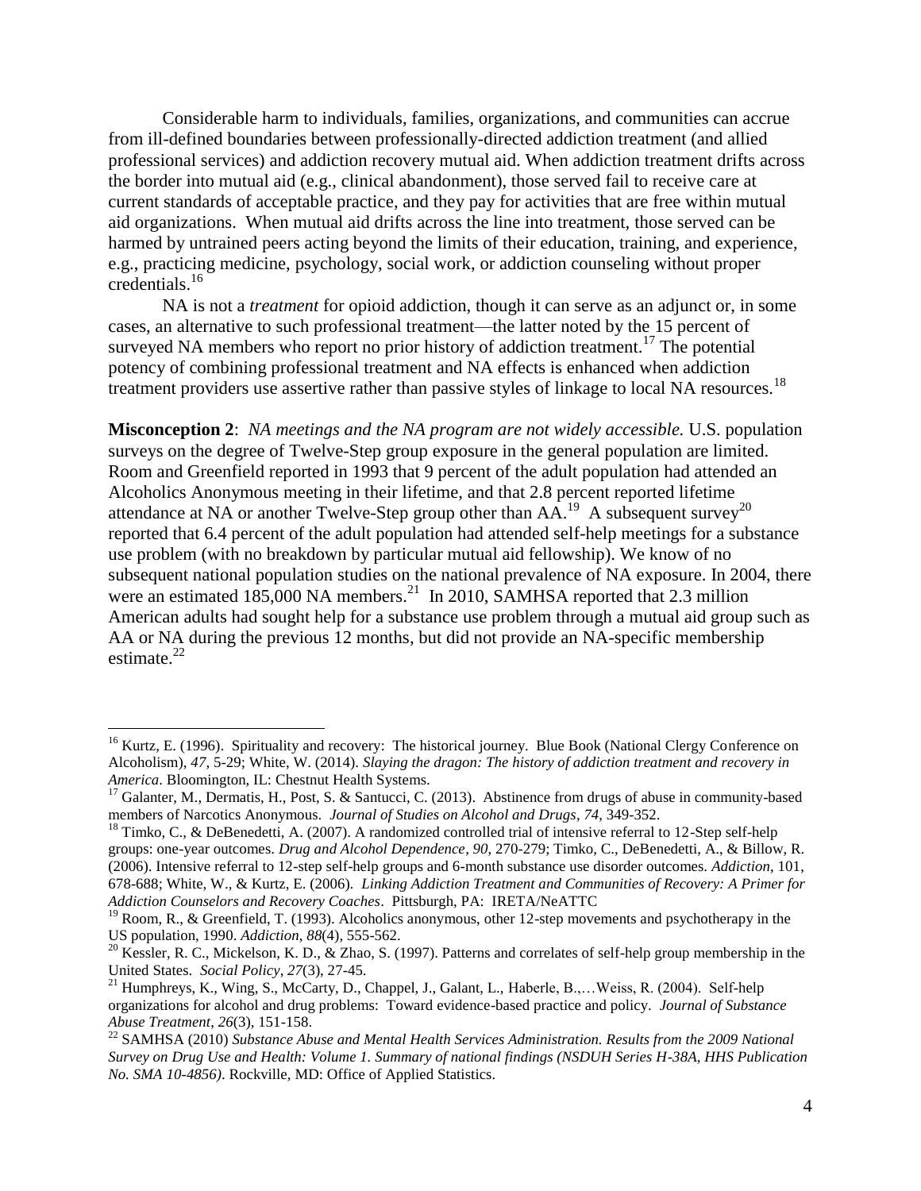Considerable harm to individuals, families, organizations, and communities can accrue from ill-defined boundaries between professionally-directed addiction treatment (and allied professional services) and addiction recovery mutual aid. When addiction treatment drifts across the border into mutual aid (e.g., clinical abandonment), those served fail to receive care at current standards of acceptable practice, and they pay for activities that are free within mutual aid organizations. When mutual aid drifts across the line into treatment, those served can be harmed by untrained peers acting beyond the limits of their education, training, and experience, e.g., practicing medicine, psychology, social work, or addiction counseling without proper credentials.[16]

NA is not a *treatment* for opioid addiction, though it can serve as an adjunct or, in some cases, an alternative to such professional treatment—the latter noted by the 15 percent of surveyed NA members who report no prior history of addiction treatment.[17] The potential potency of combining professional treatment and NA effects is enhanced when addiction treatment providers use assertive rather than passive styles of linkage to local NA resources.[18]

**Misconception 2**: *NA meetings and the NA program are not widely accessible.* U.S. population surveys on the degree of Twelve-Step group exposure in the general population are limited. Room and Greenfield reported in 1993 that 9 percent of the adult population had attended an Alcoholics Anonymous meeting in their lifetime, and that 2.8 percent reported lifetime attendance at NA or another Twelve-Step group other than AA.[19] A subsequent survey[20] reported that 6.4 percent of the adult population had attended self-help meetings for a substance use problem (with no breakdown by particular mutual aid fellowship). We know of no subsequent national population studies on the national prevalence of NA exposure. In 2004, there were an estimated 185,000 NA members.[21] In 2010, SAMHSA reported that 2.3 million American adults had sought help for a substance use problem through a mutual aid group such as AA or NA during the previous 12 months, but did not provide an NA-specific membership estimate.[22]

---

[16] Kurtz, E. (1996). Spirituality and recovery: The historical journey. Blue Book (National Clergy Conference on Alcoholism), *47*, 5-29; White, W. (2014). *Slaying the dragon: The history of addiction treatment and recovery in America*. Bloomington, IL: Chestnut Health Systems.

[17] Galanter, M., Dermatis, H., Post, S. & Santucci, C. (2013). Abstinence from drugs of abuse in community-based members of Narcotics Anonymous. *Journal of Studies on Alcohol and Drugs*, *74*, 349-352.

[18] Timko, C., & DeBenedetti, A. (2007). A randomized controlled trial of intensive referral to 12-Step self-help groups: one-year outcomes. *Drug and Alcohol Dependence*, *90*, 270-279; Timko, C., DeBenedetti, A., & Billow, R. (2006). Intensive referral to 12-step self-help groups and 6-month substance use disorder outcomes. *Addiction*, 101, 678-688; White, W., & Kurtz, E. (2006). *Linking Addiction Treatment and Communities of Recovery: A Primer for Addiction Counselors and Recovery Coaches*. Pittsburgh, PA: IRETA/NeATTC

[19] Room, R., & Greenfield, T. (1993). Alcoholics anonymous, other 12-step movements and psychotherapy in the US population, 1990. *Addiction*, *88*(4), 555-562.

[20] Kessler, R. C., Mickelson, K. D., & Zhao, S. (1997). Patterns and correlates of self-help group membership in the United States. *Social Policy*, *27*(3), 27-45.

[21] Humphreys, K., Wing, S., McCarty, D., Chappel, J., Galant, L., Haberle, B.,…Weiss, R. (2004). Self-help organizations for alcohol and drug problems: Toward evidence-based practice and policy. *Journal of Substance Abuse Treatment*, *26*(3), 151-158.

[22] SAMHSA (2010) *Substance Abuse and Mental Health Services Administration. Results from the 2009 National Survey on Drug Use and Health: Volume 1. Summary of national findings (NSDUH Series H-38A, HHS Publication No. SMA 10-4856)*. Rockville, MD: Office of Applied Statistics.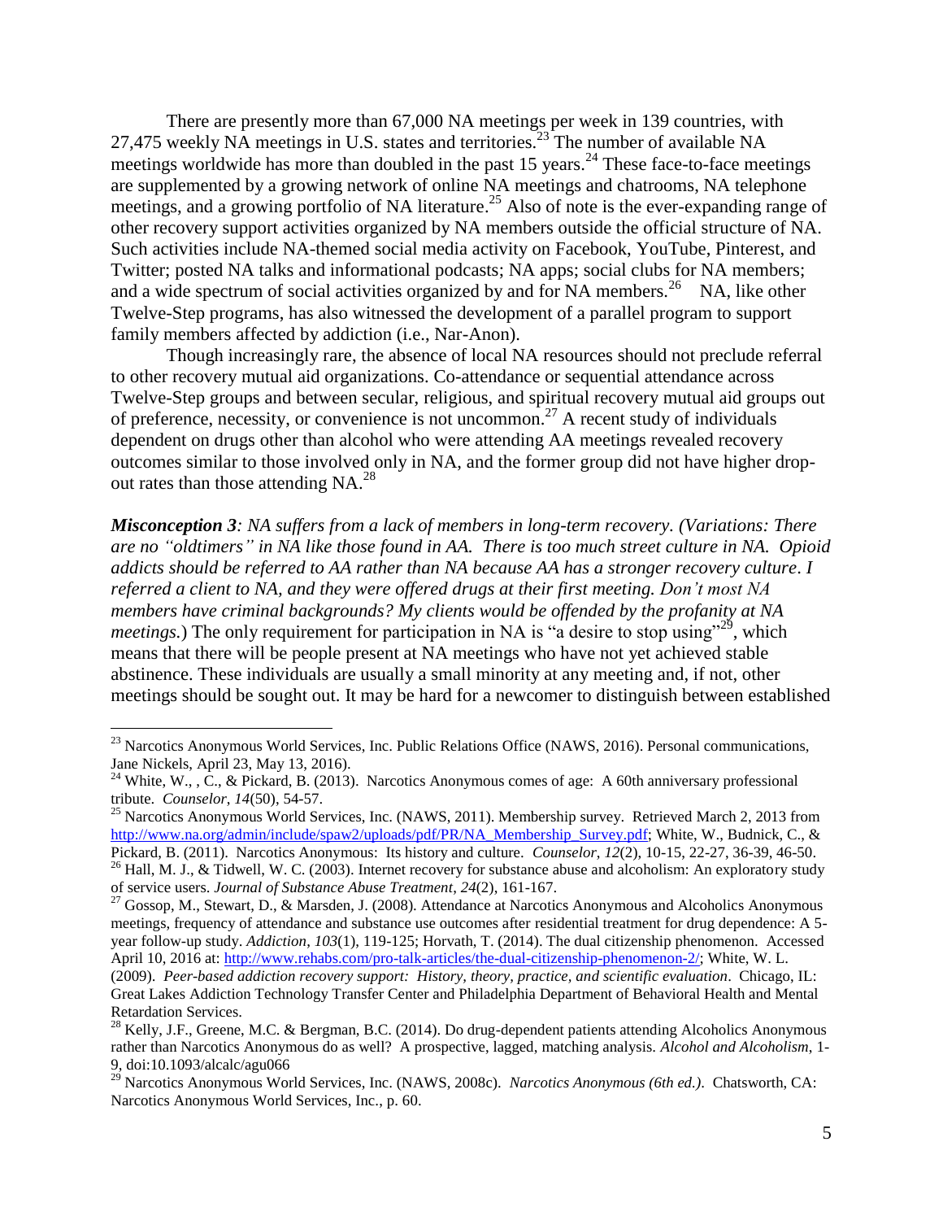There are presently more than 67,000 NA meetings per week in 139 countries, with 27,475 weekly NA meetings in U.S. states and territories.[23] The number of available NA meetings worldwide has more than doubled in the past 15 years.[24] These face-to-face meetings are supplemented by a growing network of online NA meetings and chatrooms, NA telephone meetings, and a growing portfolio of NA literature.[25] Also of note is the ever-expanding range of other recovery support activities organized by NA members outside the official structure of NA. Such activities include NA-themed social media activity on Facebook, YouTube, Pinterest, and Twitter; posted NA talks and informational podcasts; NA apps; social clubs for NA members; and a wide spectrum of social activities organized by and for NA members.[26] NA, like other Twelve-Step programs, has also witnessed the development of a parallel program to support family members affected by addiction (i.e., Nar-Anon).

Though increasingly rare, the absence of local NA resources should not preclude referral to other recovery mutual aid organizations. Co-attendance or sequential attendance across Twelve-Step groups and between secular, religious, and spiritual recovery mutual aid groups out of preference, necessity, or convenience is not uncommon.[27] A recent study of individuals dependent on drugs other than alcohol who were attending AA meetings revealed recovery outcomes similar to those involved only in NA, and the former group did not have higher drop-out rates than those attending NA.[28]

***Misconception 3****: NA suffers from a lack of members in long-term recovery. (Variations: There are no "oldtimers" in NA like those found in AA. There is too much street culture in NA. Opioid addicts should be referred to AA rather than NA because AA has a stronger recovery culture. I referred a client to NA, and they were offered drugs at their first meeting. Don't most NA members have criminal backgrounds? My clients would be offended by the profanity at NA meetings.*) The only requirement for participation in NA is "a desire to stop using"[29], which means that there will be people present at NA meetings who have not yet achieved stable abstinence. These individuals are usually a small minority at any meeting and, if not, other meetings should be sought out. It may be hard for a newcomer to distinguish between established

---

[23] Narcotics Anonymous World Services, Inc. Public Relations Office (NAWS, 2016). Personal communications, Jane Nickels, April 23, May 13, 2016).

[24] White, W., , C., & Pickard, B. (2013). Narcotics Anonymous comes of age: A 60th anniversary professional tribute. *Counselor*, *14*(50), 54-57.

[25] Narcotics Anonymous World Services, Inc. (NAWS, 2011). Membership survey. Retrieved March 2, 2013 from http://www.na.org/admin/include/spaw2/uploads/pdf/PR/NA_Membership_Survey.pdf; White, W., Budnick, C., & Pickard, B. (2011). Narcotics Anonymous: Its history and culture. *Counselor*, *12*(2), 10-15, 22-27, 36-39, 46-50.

[26] Hall, M. J., & Tidwell, W. C. (2003). Internet recovery for substance abuse and alcoholism: An exploratory study of service users. *Journal of Substance Abuse Treatment*, *24*(2), 161-167.

[27] Gossop, M., Stewart, D., & Marsden, J. (2008). Attendance at Narcotics Anonymous and Alcoholics Anonymous meetings, frequency of attendance and substance use outcomes after residential treatment for drug dependence: A 5-year follow-up study. *Addiction*, *103*(1), 119-125; Horvath, T. (2014). The dual citizenship phenomenon. Accessed April 10, 2016 at: http://www.rehabs.com/pro-talk-articles/the-dual-citizenship-phenomenon-2/; White, W. L. (2009). *Peer-based addiction recovery support: History, theory, practice, and scientific evaluation*. Chicago, IL: Great Lakes Addiction Technology Transfer Center and Philadelphia Department of Behavioral Health and Mental Retardation Services.

[28] Kelly, J.F., Greene, M.C. & Bergman, B.C. (2014). Do drug-dependent patients attending Alcoholics Anonymous rather than Narcotics Anonymous do as well? A prospective, lagged, matching analysis. *Alcohol and Alcoholism*, 1-9, doi:10.1093/alcalc/agu066

[29] Narcotics Anonymous World Services, Inc. (NAWS, 2008c). *Narcotics Anonymous (6th ed.)*. Chatsworth, CA: Narcotics Anonymous World Services, Inc., p. 60.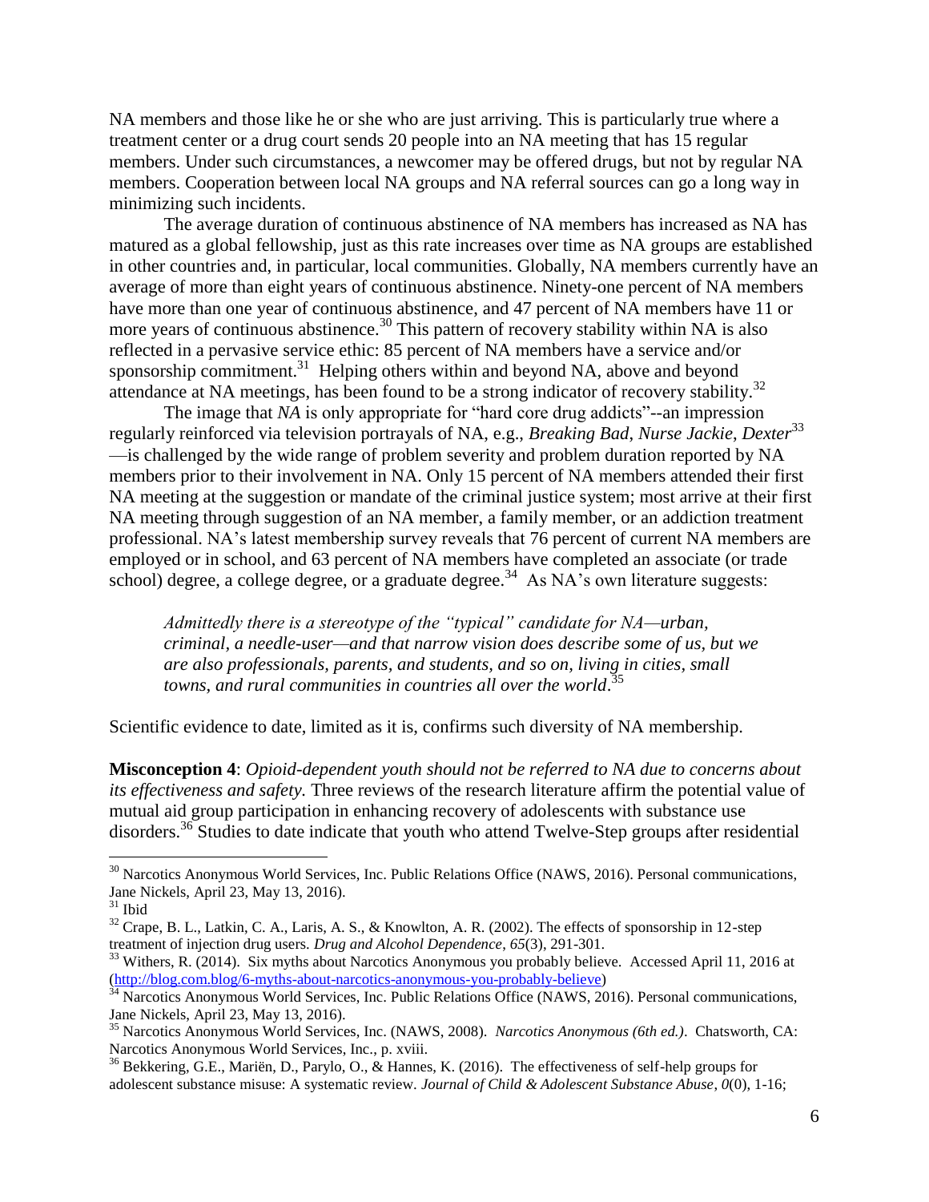NA members and those like he or she who are just arriving. This is particularly true where a treatment center or a drug court sends 20 people into an NA meeting that has 15 regular members. Under such circumstances, a newcomer may be offered drugs, but not by regular NA members. Cooperation between local NA groups and NA referral sources can go a long way in minimizing such incidents.

The average duration of continuous abstinence of NA members has increased as NA has matured as a global fellowship, just as this rate increases over time as NA groups are established in other countries and, in particular, local communities. Globally, NA members currently have an average of more than eight years of continuous abstinence. Ninety-one percent of NA members have more than one year of continuous abstinence, and 47 percent of NA members have 11 or more years of continuous abstinence.[30] This pattern of recovery stability within NA is also reflected in a pervasive service ethic: 85 percent of NA members have a service and/or sponsorship commitment.[31] Helping others within and beyond NA, above and beyond attendance at NA meetings, has been found to be a strong indicator of recovery stability.[32]

The image that *NA* is only appropriate for "hard core drug addicts"--an impression regularly reinforced via television portrayals of NA, e.g., *Breaking Bad*, *Nurse Jackie*, *Dexter*[33] —is challenged by the wide range of problem severity and problem duration reported by NA members prior to their involvement in NA. Only 15 percent of NA members attended their first NA meeting at the suggestion or mandate of the criminal justice system; most arrive at their first NA meeting through suggestion of an NA member, a family member, or an addiction treatment professional. NA's latest membership survey reveals that 76 percent of current NA members are employed or in school, and 63 percent of NA members have completed an associate (or trade school) degree, a college degree, or a graduate degree.[34] As NA's own literature suggests:

> *Admittedly there is a stereotype of the "typical" candidate for NA—urban, criminal, a needle-user—and that narrow vision does describe some of us, but we are also professionals, parents, and students, and so on, living in cities, small towns, and rural communities in countries all over the world*.[35]

Scientific evidence to date, limited as it is, confirms such diversity of NA membership.

**Misconception 4**: *Opioid-dependent youth should not be referred to NA due to concerns about its effectiveness and safety.* Three reviews of the research literature affirm the potential value of mutual aid group participation in enhancing recovery of adolescents with substance use disorders.[36] Studies to date indicate that youth who attend Twelve-Step groups after residential

---

[30] Narcotics Anonymous World Services, Inc. Public Relations Office (NAWS, 2016). Personal communications, Jane Nickels, April 23, May 13, 2016).

[31] Ibid

[32] Crape, B. L., Latkin, C. A., Laris, A. S., & Knowlton, A. R. (2002). The effects of sponsorship in 12-step treatment of injection drug users. *Drug and Alcohol Dependence*, *65*(3), 291-301.

[33] Withers, R. (2014). Six myths about Narcotics Anonymous you probably believe. Accessed April 11, 2016 at (http://blog.com.blog/6-myths-about-narcotics-anonymous-you-probably-believe)

[34] Narcotics Anonymous World Services, Inc. Public Relations Office (NAWS, 2016). Personal communications, Jane Nickels, April 23, May 13, 2016).

[35] Narcotics Anonymous World Services, Inc. (NAWS, 2008). *Narcotics Anonymous (6th ed.)*. Chatsworth, CA: Narcotics Anonymous World Services, Inc., p. xviii.

[36] Bekkering, G.E., Mariën, D., Parylo, O., & Hannes, K. (2016). The effectiveness of self-help groups for adolescent substance misuse: A systematic review. *Journal of Child & Adolescent Substance Abuse*, *0*(0), 1-16;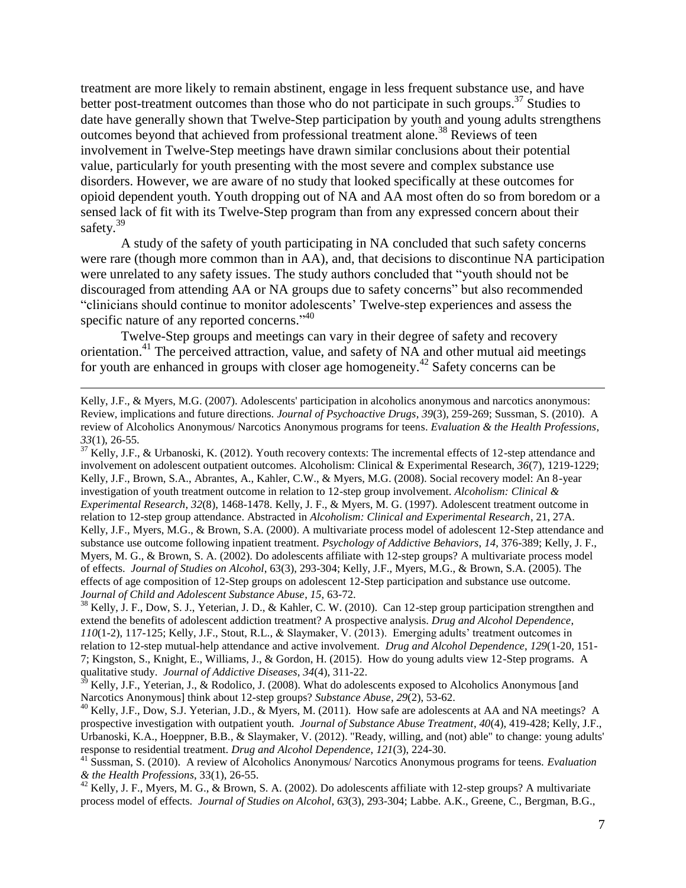treatment are more likely to remain abstinent, engage in less frequent substance use, and have better post-treatment outcomes than those who do not participate in such groups.[37] Studies to date have generally shown that Twelve-Step participation by youth and young adults strengthens outcomes beyond that achieved from professional treatment alone.[38] Reviews of teen involvement in Twelve-Step meetings have drawn similar conclusions about their potential value, particularly for youth presenting with the most severe and complex substance use disorders. However, we are aware of no study that looked specifically at these outcomes for opioid dependent youth. Youth dropping out of NA and AA most often do so from boredom or a sensed lack of fit with its Twelve-Step program than from any expressed concern about their safety.[39]

A study of the safety of youth participating in NA concluded that such safety concerns were rare (though more common than in AA), and, that decisions to discontinue NA participation were unrelated to any safety issues. The study authors concluded that "youth should not be discouraged from attending AA or NA groups due to safety concerns" but also recommended "clinicians should continue to monitor adolescents' Twelve-step experiences and assess the specific nature of any reported concerns."[40]

Twelve-Step groups and meetings can vary in their degree of safety and recovery orientation.[41] The perceived attraction, value, and safety of NA and other mutual aid meetings for youth are enhanced in groups with closer age homogeneity.[42] Safety concerns can be

---

Kelly, J.F., & Myers, M.G. (2007). Adolescents' participation in alcoholics anonymous and narcotics anonymous: Review, implications and future directions. *Journal of Psychoactive Drugs*, *39*(3), 259-269; Sussman, S. (2010). A review of Alcoholics Anonymous/ Narcotics Anonymous programs for teens. *Evaluation & the Health Professions*, *33*(1), 26-55.

[37] Kelly, J.F., & Urbanoski, K. (2012). Youth recovery contexts: The incremental effects of 12-step attendance and involvement on adolescent outpatient outcomes. Alcoholism: Clinical & Experimental Research, *36*(7), 1219-1229; Kelly, J.F., Brown, S.A., Abrantes, A., Kahler, C.W., & Myers, M.G. (2008). Social recovery model: An 8-year investigation of youth treatment outcome in relation to 12-step group involvement. *Alcoholism: Clinical & Experimental Research*, *32*(8), 1468-1478. Kelly, J. F., & Myers, M. G. (1997). Adolescent treatment outcome in relation to 12-step group attendance. Abstracted in *Alcoholism: Clinical and Experimental Research*, 21, 27A. Kelly, J.F., Myers, M.G., & Brown, S.A. (2000). A multivariate process model of adolescent 12-Step attendance and substance use outcome following inpatient treatment. *Psychology of Addictive Behaviors*, *14*, 376-389; Kelly, J. F., Myers, M. G., & Brown, S. A. (2002). Do adolescents affiliate with 12-step groups? A multivariate process model of effects. *Journal on Studies on Alcohol*, 63(3), 293-304; Kelly, J.F., Myers, M.G., & Brown, S.A. (2005). The effects of age composition of 12-Step groups on adolescent 12-Step participation and substance use outcome. *Journal of Child and Adolescent Substance Abuse*, *15*, 63-72.

[38] Kelly, J. F., Dow, S. J., Yeterian, J. D., & Kahler, C. W. (2010). Can 12-step group participation strengthen and extend the benefits of adolescent addiction treatment? A prospective analysis. *Drug and Alcohol Dependence*, *110*(1-2), 117-125; Kelly, J.F., Stout, R.L., & Slaymaker, V. (2013). Emerging adults' treatment outcomes in relation to 12-step mutual-help attendance and active involvement. *Drug and Alcohol Dependence*, *129*(1-20, 151-7; Kingston, S., Knight, E., Williams, J., & Gordon, H. (2015). How do young adults view 12-Step programs. A qualitative study. *Journal of Addictive Diseases*, *34*(4), 311-22.

[39] Kelly, J.F., Yeterian, J., & Rodolico, J. (2008). What do adolescents exposed to Alcoholics Anonymous [and Narcotics Anonymous] think about 12-step groups? *Substance Abuse*, *29*(2), 53-62.

[40] Kelly, J.F., Dow, S.J. Yeterian, J.D., & Myers, M. (2011). How safe are adolescents at AA and NA meetings? A prospective investigation with outpatient youth. *Journal of Substance Abuse Treatment*, *40*(4), 419-428; Kelly, J.F., Urbanoski, K.A., Hoeppner, B.B., & Slaymaker, V. (2012). "Ready, willing, and (not) able" to change: young adults' response to residential treatment. *Drug and Alcohol Dependence*, *121*(3), 224-30.

[41] Sussman, S. (2010). A review of Alcoholics Anonymous/ Narcotics Anonymous programs for teens. *Evaluation & the Health Professions*, 33(1), 26-55.

[42] Kelly, J. F., Myers, M. G., & Brown, S. A. (2002). Do adolescents affiliate with 12-step groups? A multivariate process model of effects. *Journal of Studies on Alcohol*, *63*(3), 293-304; Labbe. A.K., Greene, C., Bergman, B.G.,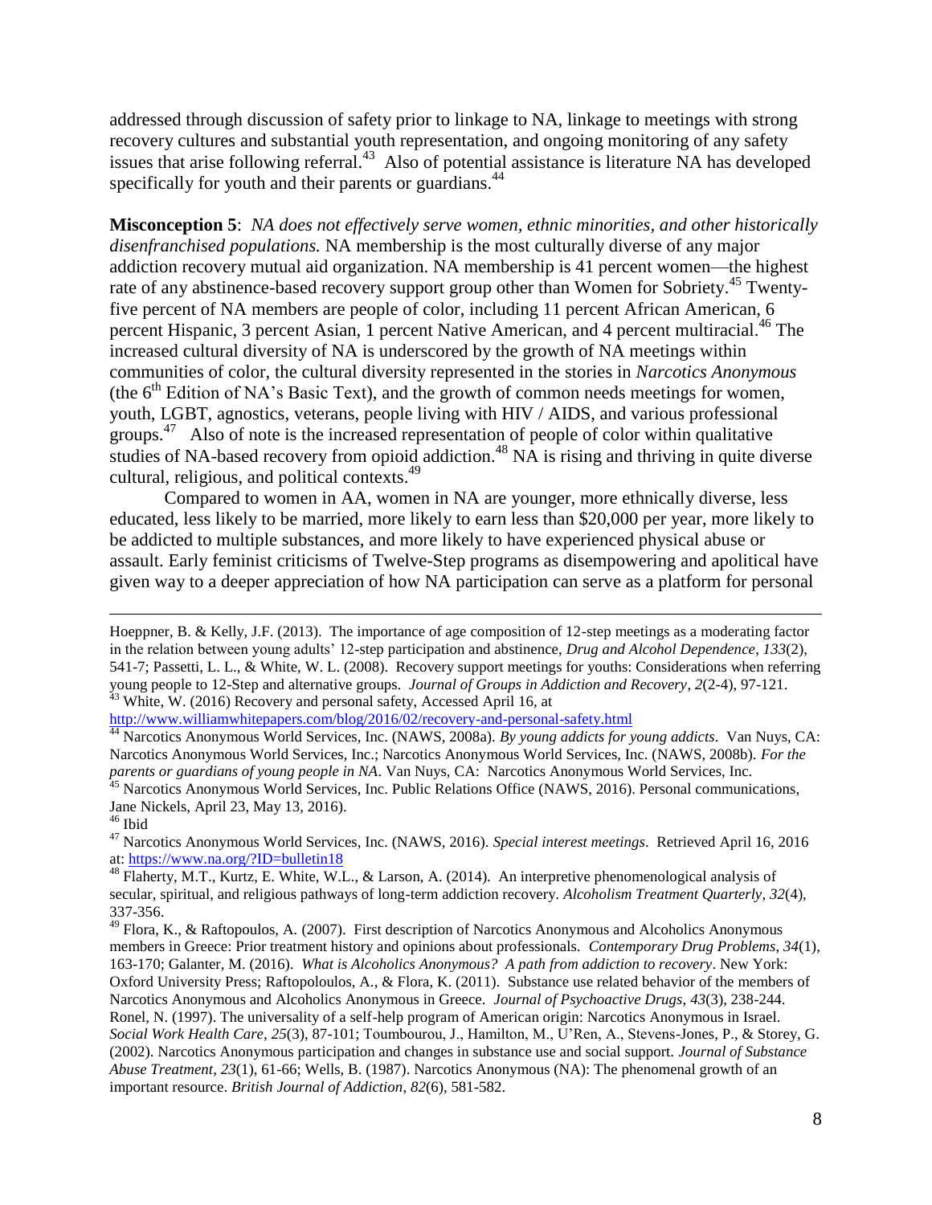addressed through discussion of safety prior to linkage to NA, linkage to meetings with strong recovery cultures and substantial youth representation, and ongoing monitoring of any safety issues that arise following referral.[43] Also of potential assistance is literature NA has developed specifically for youth and their parents or guardians.[44]

**Misconception 5**: *NA does not effectively serve women, ethnic minorities, and other historically disenfranchised populations.* NA membership is the most culturally diverse of any major addiction recovery mutual aid organization. NA membership is 41 percent women—the highest rate of any abstinence-based recovery support group other than Women for Sobriety.[45] Twenty-five percent of NA members are people of color, including 11 percent African American, 6 percent Hispanic, 3 percent Asian, 1 percent Native American, and 4 percent multiracial.[46] The increased cultural diversity of NA is underscored by the growth of NA meetings within communities of color, the cultural diversity represented in the stories in *Narcotics Anonymous* (the 6th Edition of NA's Basic Text), and the growth of common needs meetings for women, youth, LGBT, agnostics, veterans, people living with HIV / AIDS, and various professional groups.[47] Also of note is the increased representation of people of color within qualitative studies of NA-based recovery from opioid addiction.[48] NA is rising and thriving in quite diverse cultural, religious, and political contexts.[49]

Compared to women in AA, women in NA are younger, more ethnically diverse, less educated, less likely to be married, more likely to earn less than $20,000 per year, more likely to be addicted to multiple substances, and more likely to have experienced physical abuse or assault. Early feminist criticisms of Twelve-Step programs as disempowering and apolitical have given way to a deeper appreciation of how NA participation can serve as a platform for personal

---

Hoeppner, B. & Kelly, J.F. (2013). The importance of age composition of 12-step meetings as a moderating factor in the relation between young adults' 12-step participation and abstinence, *Drug and Alcohol Dependence*, *133*(2), 541-7; Passetti, L. L., & White, W. L. (2008). Recovery support meetings for youths: Considerations when referring young people to 12-Step and alternative groups. *Journal of Groups in Addiction and Recovery*, *2*(2-4), 97-121.

[43] White, W. (2016) Recovery and personal safety, Accessed April 16, at http://www.williamwhitepapers.com/blog/2016/02/recovery-and-personal-safety.html

[44] Narcotics Anonymous World Services, Inc. (NAWS, 2008a). *By young addicts for young addicts*. Van Nuys, CA: Narcotics Anonymous World Services, Inc.; Narcotics Anonymous World Services, Inc. (NAWS, 2008b). *For the parents or guardians of young people in NA*. Van Nuys, CA: Narcotics Anonymous World Services, Inc.

[45] Narcotics Anonymous World Services, Inc. Public Relations Office (NAWS, 2016). Personal communications, Jane Nickels, April 23, May 13, 2016).

[46] Ibid

[47] Narcotics Anonymous World Services, Inc. (NAWS, 2016). *Special interest meetings*. Retrieved April 16, 2016 at: https://www.na.org/?ID=bulletin18

[48] Flaherty, M.T., Kurtz, E. White, W.L., & Larson, A. (2014). An interpretive phenomenological analysis of secular, spiritual, and religious pathways of long-term addiction recovery. *Alcoholism Treatment Quarterly*, *32*(4), 337-356.

[49] Flora, K., & Raftopoulos, A. (2007). First description of Narcotics Anonymous and Alcoholics Anonymous members in Greece: Prior treatment history and opinions about professionals. *Contemporary Drug Problems*, *34*(1), 163-170; Galanter, M. (2016). *What is Alcoholics Anonymous? A path from addiction to recovery*. New York: Oxford University Press; Raftopoloulos, A., & Flora, K. (2011). Substance use related behavior of the members of Narcotics Anonymous and Alcoholics Anonymous in Greece. *Journal of Psychoactive Drugs*, *43*(3), 238-244. Ronel, N. (1997). The universality of a self-help program of American origin: Narcotics Anonymous in Israel. *Social Work Health Care*, *25*(3), 87-101; Toumbourou, J., Hamilton, M., U'Ren, A., Stevens-Jones, P., & Storey, G. (2002). Narcotics Anonymous participation and changes in substance use and social support. *Journal of Substance Abuse Treatment*, *23*(1), 61-66; Wells, B. (1987). Narcotics Anonymous (NA): The phenomenal growth of an important resource. *British Journal of Addiction*, *82*(6), 581-582.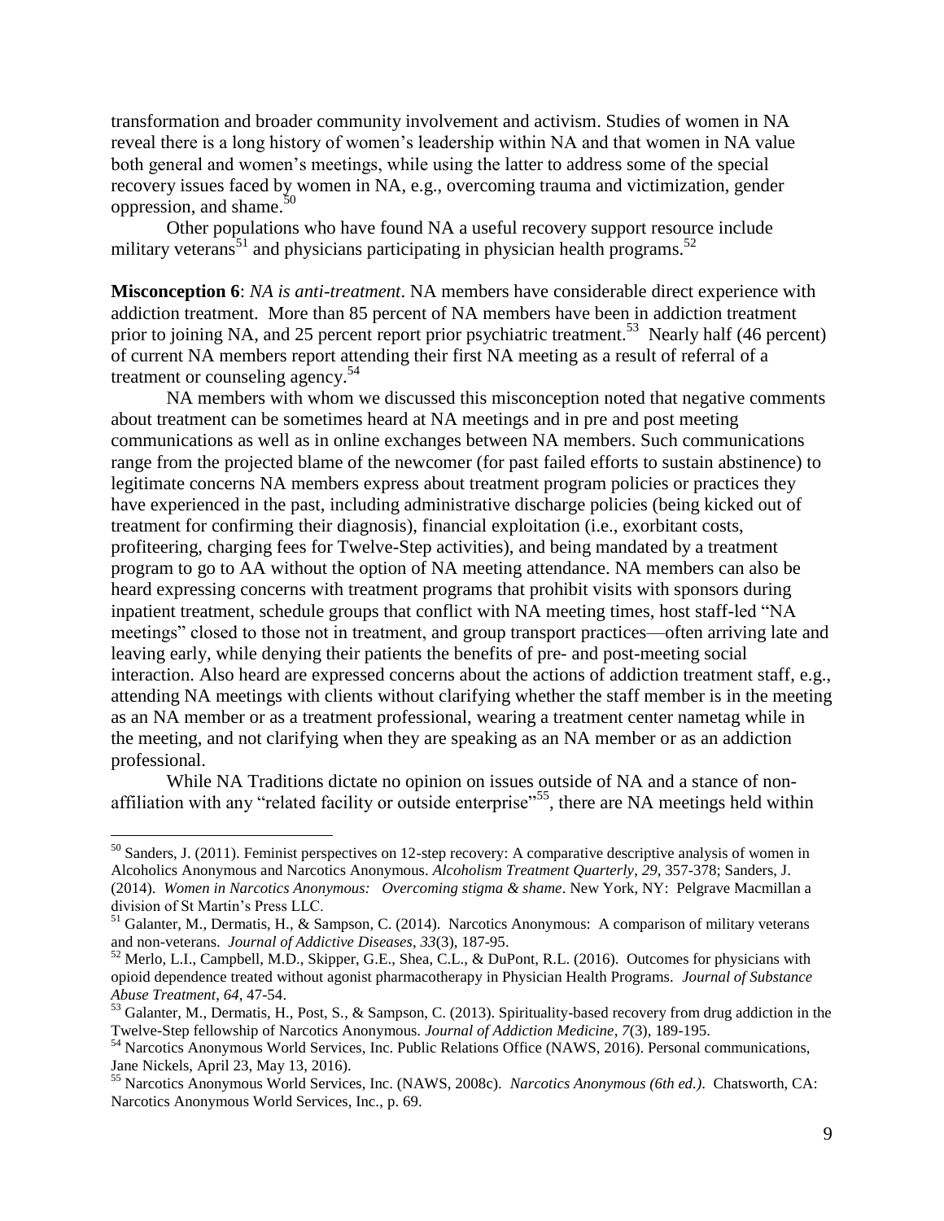transformation and broader community involvement and activism. Studies of women in NA reveal there is a long history of women's leadership within NA and that women in NA value both general and women's meetings, while using the latter to address some of the special recovery issues faced by women in NA, e.g., overcoming trauma and victimization, gender oppression, and shame.[50]

Other populations who have found NA a useful recovery support resource include military veterans[51] and physicians participating in physician health programs.[52]

**Misconception 6**: *NA is anti-treatment*. NA members have considerable direct experience with addiction treatment. More than 85 percent of NA members have been in addiction treatment prior to joining NA, and 25 percent report prior psychiatric treatment.[53] Nearly half (46 percent) of current NA members report attending their first NA meeting as a result of referral of a treatment or counseling agency.[54]

NA members with whom we discussed this misconception noted that negative comments about treatment can be sometimes heard at NA meetings and in pre and post meeting communications as well as in online exchanges between NA members. Such communications range from the projected blame of the newcomer (for past failed efforts to sustain abstinence) to legitimate concerns NA members express about treatment program policies or practices they have experienced in the past, including administrative discharge policies (being kicked out of treatment for confirming their diagnosis), financial exploitation (i.e., exorbitant costs, profiteering, charging fees for Twelve-Step activities), and being mandated by a treatment program to go to AA without the option of NA meeting attendance. NA members can also be heard expressing concerns with treatment programs that prohibit visits with sponsors during inpatient treatment, schedule groups that conflict with NA meeting times, host staff-led "NA meetings" closed to those not in treatment, and group transport practices—often arriving late and leaving early, while denying their patients the benefits of pre- and post-meeting social interaction. Also heard are expressed concerns about the actions of addiction treatment staff, e.g., attending NA meetings with clients without clarifying whether the staff member is in the meeting as an NA member or as a treatment professional, wearing a treatment center nametag while in the meeting, and not clarifying when they are speaking as an NA member or as an addiction professional.

While NA Traditions dictate no opinion on issues outside of NA and a stance of non-affiliation with any "related facility or outside enterprise"[55], there are NA meetings held within

---

[50] Sanders, J. (2011). Feminist perspectives on 12-step recovery: A comparative descriptive analysis of women in Alcoholics Anonymous and Narcotics Anonymous. *Alcoholism Treatment Quarterly*, *29*, 357-378; Sanders, J. (2014). *Women in Narcotics Anonymous: Overcoming stigma & shame*. New York, NY: Pelgrave Macmillan a division of St Martin's Press LLC.

[51] Galanter, M., Dermatis, H., & Sampson, C. (2014). Narcotics Anonymous: A comparison of military veterans and non-veterans. *Journal of Addictive Diseases*, *33*(3), 187-95.

[52] Merlo, L.I., Campbell, M.D., Skipper, G.E., Shea, C.L., & DuPont, R.L. (2016). Outcomes for physicians with opioid dependence treated without agonist pharmacotherapy in Physician Health Programs. *Journal of Substance Abuse Treatment*, *64*, 47-54.

[53] Galanter, M., Dermatis, H., Post, S., & Sampson, C. (2013). Spirituality-based recovery from drug addiction in the Twelve-Step fellowship of Narcotics Anonymous. *Journal of Addiction Medicine*, *7*(3), 189-195.

[54] Narcotics Anonymous World Services, Inc. Public Relations Office (NAWS, 2016). Personal communications, Jane Nickels, April 23, May 13, 2016).

[55] Narcotics Anonymous World Services, Inc. (NAWS, 2008c). *Narcotics Anonymous (6th ed.)*. Chatsworth, CA: Narcotics Anonymous World Services, Inc., p. 69.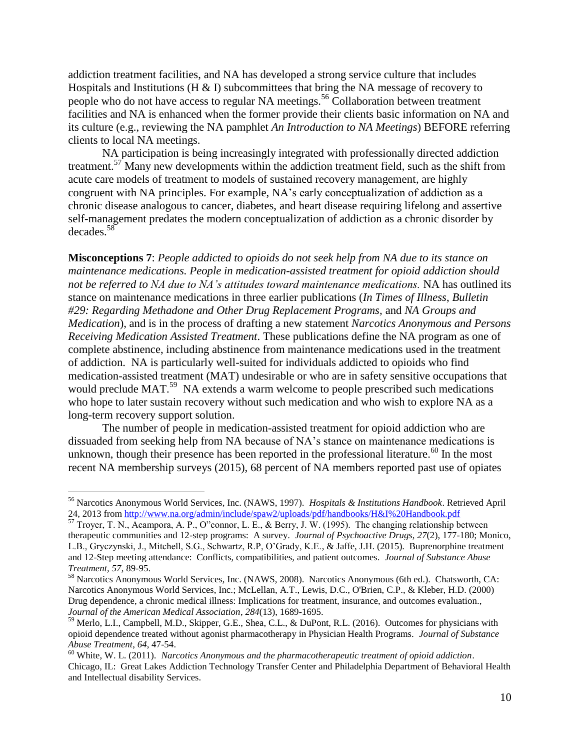addiction treatment facilities, and NA has developed a strong service culture that includes Hospitals and Institutions (H & I) subcommittees that bring the NA message of recovery to people who do not have access to regular NA meetings.[56] Collaboration between treatment facilities and NA is enhanced when the former provide their clients basic information on NA and its culture (e.g., reviewing the NA pamphlet *An Introduction to NA Meetings*) BEFORE referring clients to local NA meetings.

NA participation is being increasingly integrated with professionally directed addiction treatment.[57] Many new developments within the addiction treatment field, such as the shift from acute care models of treatment to models of sustained recovery management, are highly congruent with NA principles. For example, NA's early conceptualization of addiction as a chronic disease analogous to cancer, diabetes, and heart disease requiring lifelong and assertive self-management predates the modern conceptualization of addiction as a chronic disorder by decades.[58]

**Misconceptions 7**: *People addicted to opioids do not seek help from NA due to its stance on maintenance medications. People in medication-assisted treatment for opioid addiction should not be referred to NA due to NA's attitudes toward maintenance medications.* NA has outlined its stance on maintenance medications in three earlier publications (*In Times of Illness*, *Bulletin #29: Regarding Methadone and Other Drug Replacement Programs*, and *NA Groups and Medication*), and is in the process of drafting a new statement *Narcotics Anonymous and Persons Receiving Medication Assisted Treatment*. These publications define the NA program as one of complete abstinence, including abstinence from maintenance medications used in the treatment of addiction. NA is particularly well-suited for individuals addicted to opioids who find medication-assisted treatment (MAT) undesirable or who are in safety sensitive occupations that would preclude MAT.[59] NA extends a warm welcome to people prescribed such medications who hope to later sustain recovery without such medication and who wish to explore NA as a long-term recovery support solution.

The number of people in medication-assisted treatment for opioid addiction who are dissuaded from seeking help from NA because of NA's stance on maintenance medications is unknown, though their presence has been reported in the professional literature.[60] In the most recent NA membership surveys (2015), 68 percent of NA members reported past use of opiates

---

[56] Narcotics Anonymous World Services, Inc. (NAWS, 1997). *Hospitals & Institutions Handbook*. Retrieved April 24, 2013 from http://www.na.org/admin/include/spaw2/uploads/pdf/handbooks/H&I%20Handbook.pdf

[57] Troyer, T. N., Acampora, A. P., O"connor, L. E., & Berry, J. W. (1995). The changing relationship between therapeutic communities and 12-step programs: A survey. *Journal of Psychoactive Drugs, 27*(2), 177-180; Monico, L.B., Gryczynski, J., Mitchell, S.G., Schwartz, R.P, O'Grady, K.E., & Jaffe, J.H. (2015). Buprenorphine treatment and 12-Step meeting attendance: Conflicts, compatibilities, and patient outcomes. *Journal of Substance Abuse Treatment, 57*, 89-95.

[58] Narcotics Anonymous World Services, Inc. (NAWS, 2008). Narcotics Anonymous (6th ed.). Chatsworth, CA: Narcotics Anonymous World Services, Inc.; McLellan, A.T., Lewis, D.C., O'Brien, C.P., & Kleber, H.D. (2000) Drug dependence, a chronic medical illness: Implications for treatment, insurance, and outcomes evaluation., *Journal of the American Medical Association*, *284*(13), 1689-1695.

[59] Merlo, L.I., Campbell, M.D., Skipper, G.E., Shea, C.L., & DuPont, R.L. (2016). Outcomes for physicians with opioid dependence treated without agonist pharmacotherapy in Physician Health Programs. *Journal of Substance Abuse Treatment, 64*, 47-54.

[60] White, W. L. (2011). *Narcotics Anonymous and the pharmacotherapeutic treatment of opioid addiction*. Chicago, IL: Great Lakes Addiction Technology Transfer Center and Philadelphia Department of Behavioral Health and Intellectual disability Services.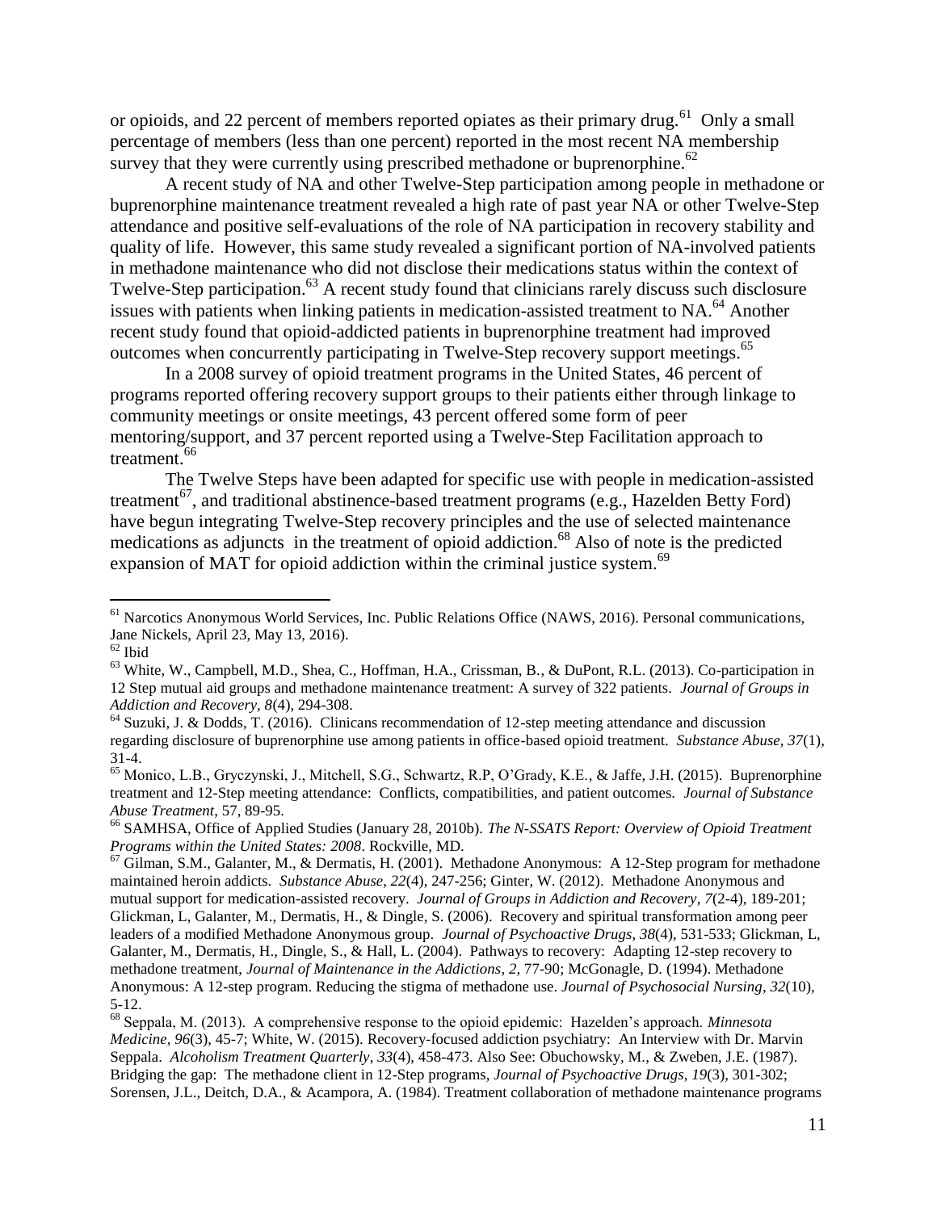or opioids, and 22 percent of members reported opiates as their primary drug.[61] Only a small percentage of members (less than one percent) reported in the most recent NA membership survey that they were currently using prescribed methadone or buprenorphine.[62]

A recent study of NA and other Twelve-Step participation among people in methadone or buprenorphine maintenance treatment revealed a high rate of past year NA or other Twelve-Step attendance and positive self-evaluations of the role of NA participation in recovery stability and quality of life. However, this same study revealed a significant portion of NA-involved patients in methadone maintenance who did not disclose their medications status within the context of Twelve-Step participation.[63] A recent study found that clinicians rarely discuss such disclosure issues with patients when linking patients in medication-assisted treatment to NA.[64] Another recent study found that opioid-addicted patients in buprenorphine treatment had improved outcomes when concurrently participating in Twelve-Step recovery support meetings.[65]

In a 2008 survey of opioid treatment programs in the United States, 46 percent of programs reported offering recovery support groups to their patients either through linkage to community meetings or onsite meetings, 43 percent offered some form of peer mentoring/support, and 37 percent reported using a Twelve-Step Facilitation approach to treatment.[66]

The Twelve Steps have been adapted for specific use with people in medication-assisted treatment[67], and traditional abstinence-based treatment programs (e.g., Hazelden Betty Ford) have begun integrating Twelve-Step recovery principles and the use of selected maintenance medications as adjuncts in the treatment of opioid addiction.[68] Also of note is the predicted expansion of MAT for opioid addiction within the criminal justice system.[69]

---

[61] Narcotics Anonymous World Services, Inc. Public Relations Office (NAWS, 2016). Personal communications, Jane Nickels, April 23, May 13, 2016).

[62] Ibid

[63] White, W., Campbell, M.D., Shea, C., Hoffman, H.A., Crissman, B., & DuPont, R.L. (2013). Co-participation in 12 Step mutual aid groups and methadone maintenance treatment: A survey of 322 patients. *Journal of Groups in Addiction and Recovery*, *8*(4), 294-308.

[64] Suzuki, J. & Dodds, T. (2016). Clinicans recommendation of 12-step meeting attendance and discussion regarding disclosure of buprenorphine use among patients in office-based opioid treatment. *Substance Abuse*, *37*(1), 31-4.

[65] Monico, L.B., Gryczynski, J., Mitchell, S.G., Schwartz, R.P, O'Grady, K.E., & Jaffe, J.H. (2015). Buprenorphine treatment and 12-Step meeting attendance: Conflicts, compatibilities, and patient outcomes. *Journal of Substance Abuse Treatment*, 57, 89-95.

[66] SAMHSA, Office of Applied Studies (January 28, 2010b). *The N-SSATS Report: Overview of Opioid Treatment Programs within the United States: 2008*. Rockville, MD.

[67] Gilman, S.M., Galanter, M., & Dermatis, H. (2001). Methadone Anonymous: A 12-Step program for methadone maintained heroin addicts. *Substance Abuse, 22*(4), 247-256; Ginter, W. (2012). Methadone Anonymous and mutual support for medication-assisted recovery. *Journal of Groups in Addiction and Recovery*, *7*(2-4), 189-201; Glickman, L, Galanter, M., Dermatis, H., & Dingle, S. (2006). Recovery and spiritual transformation among peer leaders of a modified Methadone Anonymous group. *Journal of Psychoactive Drugs*, *38*(4), 531-533; Glickman, L, Galanter, M., Dermatis, H., Dingle, S., & Hall, L. (2004). Pathways to recovery: Adapting 12-step recovery to methadone treatment, *Journal of Maintenance in the Addictions, 2*, 77-90; McGonagle, D. (1994). Methadone Anonymous: A 12-step program. Reducing the stigma of methadone use. *Journal of Psychosocial Nursing*, *32*(10), 5-12.

[68] Seppala, M. (2013). A comprehensive response to the opioid epidemic: Hazelden's approach. *Minnesota Medicine*, *96*(3), 45-7; White, W. (2015). Recovery-focused addiction psychiatry: An Interview with Dr. Marvin Seppala. *Alcoholism Treatment Quarterly*, *33*(4), 458-473. Also See: Obuchowsky, M., & Zweben, J.E. (1987). Bridging the gap: The methadone client in 12-Step programs, *Journal of Psychoactive Drugs*, *19*(3), 301-302; Sorensen, J.L., Deitch, D.A., & Acampora, A. (1984). Treatment collaboration of methadone maintenance programs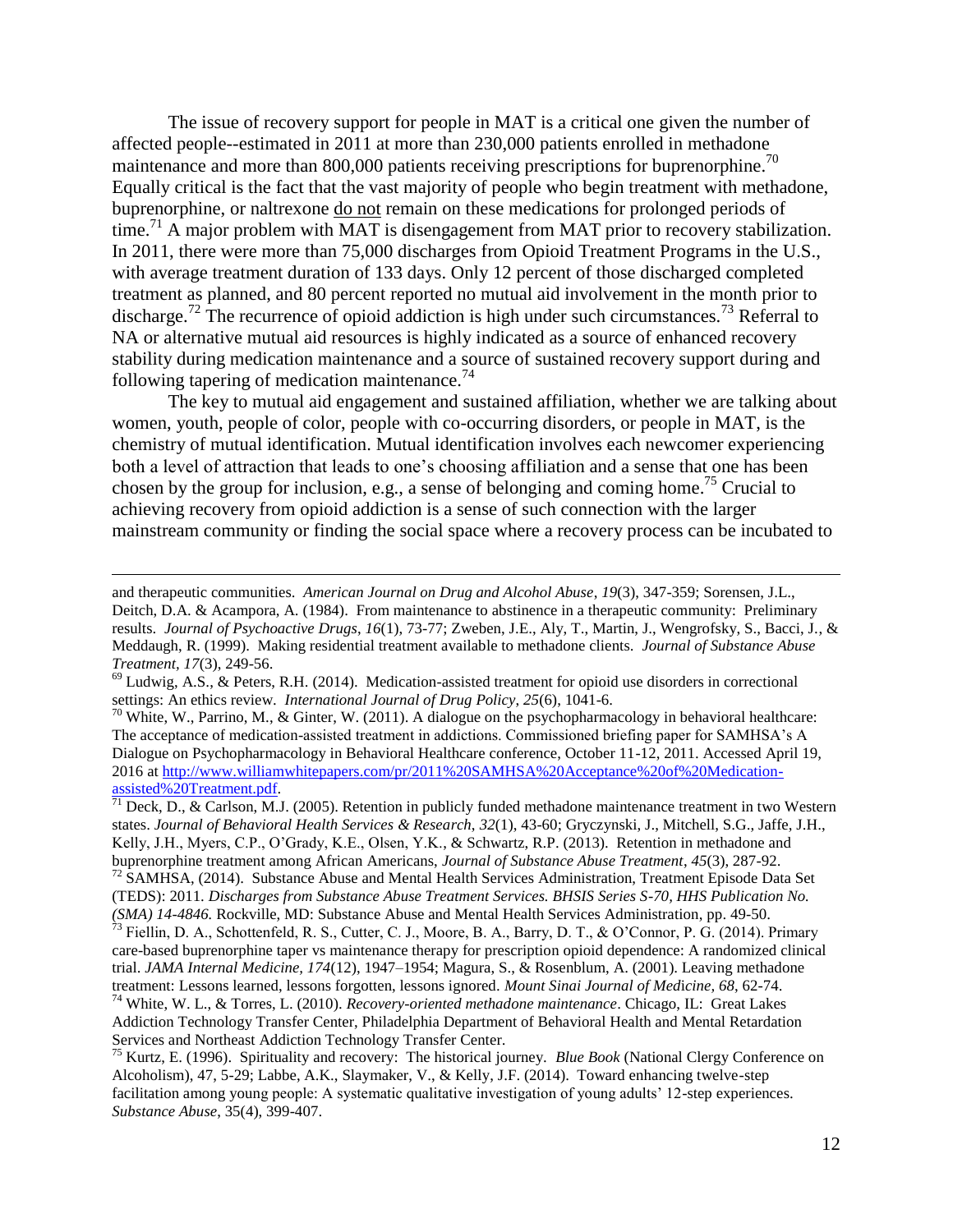The issue of recovery support for people in MAT is a critical one given the number of affected people--estimated in 2011 at more than 230,000 patients enrolled in methadone maintenance and more than 800,000 patients receiving prescriptions for buprenorphine.[70] Equally critical is the fact that the vast majority of people who begin treatment with methadone, buprenorphine, or naltrexone do not remain on these medications for prolonged periods of time.[71] A major problem with MAT is disengagement from MAT prior to recovery stabilization. In 2011, there were more than 75,000 discharges from Opioid Treatment Programs in the U.S., with average treatment duration of 133 days. Only 12 percent of those discharged completed treatment as planned, and 80 percent reported no mutual aid involvement in the month prior to discharge.[72] The recurrence of opioid addiction is high under such circumstances.[73] Referral to NA or alternative mutual aid resources is highly indicated as a source of enhanced recovery stability during medication maintenance and a source of sustained recovery support during and following tapering of medication maintenance.[74]

The key to mutual aid engagement and sustained affiliation, whether we are talking about women, youth, people of color, people with co-occurring disorders, or people in MAT, is the chemistry of mutual identification. Mutual identification involves each newcomer experiencing both a level of attraction that leads to one's choosing affiliation and a sense that one has been chosen by the group for inclusion, e.g., a sense of belonging and coming home.[75] Crucial to achieving recovery from opioid addiction is a sense of such connection with the larger mainstream community or finding the social space where a recovery process can be incubated to

---

and therapeutic communities. *American Journal on Drug and Alcohol Abuse, 19*(3), 347-359; Sorensen, J.L., Deitch, D.A. & Acampora, A. (1984). From maintenance to abstinence in a therapeutic community: Preliminary results. *Journal of Psychoactive Drugs, 16*(1), 73-77; Zweben, J.E., Aly, T., Martin, J., Wengrofsky, S., Bacci, J., & Meddaugh, R. (1999). Making residential treatment available to methadone clients. *Journal of Substance Abuse Treatment, 17*(3), 249-56.

[69] Ludwig, A.S., & Peters, R.H. (2014). Medication-assisted treatment for opioid use disorders in correctional settings: An ethics review. *International Journal of Drug Policy, 25*(6), 1041-6.

[70] White, W., Parrino, M., & Ginter, W. (2011). A dialogue on the psychopharmacology in behavioral healthcare: The acceptance of medication-assisted treatment in addictions. Commissioned briefing paper for SAMHSA's A Dialogue on Psychopharmacology in Behavioral Healthcare conference, October 11-12, 2011. Accessed April 19, 2016 at http://www.williamwhitepapers.com/pr/2011%20SAMHSA%20Acceptance%20of%20Medication-assisted%20Treatment.pdf.

[71] Deck, D., & Carlson, M.J. (2005). Retention in publicly funded methadone maintenance treatment in two Western states. *Journal of Behavioral Health Services & Research, 32*(1), 43-60; Gryczynski, J., Mitchell, S.G., Jaffe, J.H., Kelly, J.H., Myers, C.P., O'Grady, K.E., Olsen, Y.K., & Schwartz, R.P. (2013). Retention in methadone and buprenorphine treatment among African Americans, *Journal of Substance Abuse Treatment, 45*(3), 287-92.

[72] SAMHSA, (2014). Substance Abuse and Mental Health Services Administration, Treatment Episode Data Set (TEDS): 2011. *Discharges from Substance Abuse Treatment Services. BHSIS Series S-70, HHS Publication No. (SMA) 14-4846.* Rockville, MD: Substance Abuse and Mental Health Services Administration, pp. 49-50.

[73] Fiellin, D. A., Schottenfeld, R. S., Cutter, C. J., Moore, B. A., Barry, D. T., & O'Connor, P. G. (2014). Primary care-based buprenorphine taper vs maintenance therapy for prescription opioid dependence: A randomized clinical trial. *JAMA Internal Medicine, 174*(12), 1947–1954; Magura, S., & Rosenblum, A. (2001). Leaving methadone treatment: Lessons learned, lessons forgotten, lessons ignored. *Mount Sinai Journal of Medicine, 68*, 62-74.

[74] White, W. L., & Torres, L. (2010). *Recovery-oriented methadone maintenance*. Chicago, IL: Great Lakes Addiction Technology Transfer Center, Philadelphia Department of Behavioral Health and Mental Retardation Services and Northeast Addiction Technology Transfer Center.

[75] Kurtz, E. (1996). Spirituality and recovery: The historical journey. *Blue Book* (National Clergy Conference on Alcoholism), 47, 5-29; Labbe, A.K., Slaymaker, V., & Kelly, J.F. (2014). Toward enhancing twelve-step facilitation among young people: A systematic qualitative investigation of young adults' 12-step experiences. *Substance Abuse*, 35(4), 399-407.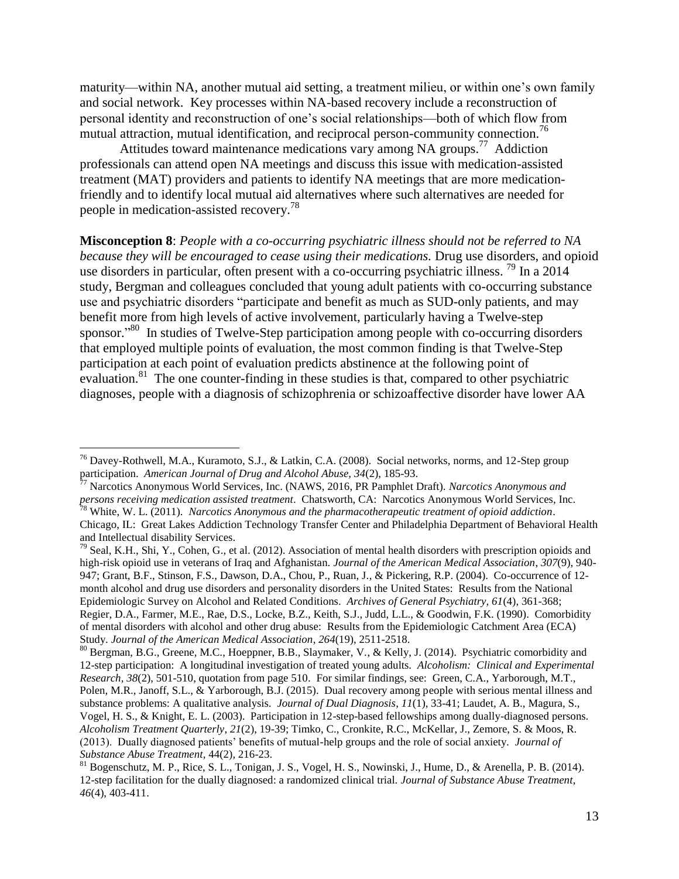maturity—within NA, another mutual aid setting, a treatment milieu, or within one's own family and social network. Key processes within NA-based recovery include a reconstruction of personal identity and reconstruction of one's social relationships—both of which flow from mutual attraction, mutual identification, and reciprocal person-community connection.[76]

Attitudes toward maintenance medications vary among NA groups.[77] Addiction professionals can attend open NA meetings and discuss this issue with medication-assisted treatment (MAT) providers and patients to identify NA meetings that are more medication-friendly and to identify local mutual aid alternatives where such alternatives are needed for people in medication-assisted recovery.[78]

**Misconception 8**: *People with a co-occurring psychiatric illness should not be referred to NA because they will be encouraged to cease using their medications.* Drug use disorders, and opioid use disorders in particular, often present with a co-occurring psychiatric illness.[79] In a 2014 study, Bergman and colleagues concluded that young adult patients with co-occurring substance use and psychiatric disorders "participate and benefit as much as SUD-only patients, and may benefit more from high levels of active involvement, particularly having a Twelve-step sponsor."[80] In studies of Twelve-Step participation among people with co-occurring disorders that employed multiple points of evaluation, the most common finding is that Twelve-Step participation at each point of evaluation predicts abstinence at the following point of evaluation.[81] The one counter-finding in these studies is that, compared to other psychiatric diagnoses, people with a diagnosis of schizophrenia or schizoaffective disorder have lower AA

---

[76] Davey-Rothwell, M.A., Kuramoto, S.J., & Latkin, C.A. (2008). Social networks, norms, and 12-Step group participation. *American Journal of Drug and Alcohol Abuse, 34*(2), 185-93.

[77] Narcotics Anonymous World Services, Inc. (NAWS, 2016, PR Pamphlet Draft). *Narcotics Anonymous and persons receiving medication assisted treatment*. Chatsworth, CA: Narcotics Anonymous World Services, Inc.

[78] White, W. L. (2011). *Narcotics Anonymous and the pharmacotherapeutic treatment of opioid addiction*. Chicago, IL: Great Lakes Addiction Technology Transfer Center and Philadelphia Department of Behavioral Health and Intellectual disability Services.

[79] Seal, K.H., Shi, Y., Cohen, G., et al. (2012). Association of mental health disorders with prescription opioids and high-risk opioid use in veterans of Iraq and Afghanistan. *Journal of the American Medical Association*, *307*(9), 940-947; Grant, B.F., Stinson, F.S., Dawson, D.A., Chou, P., Ruan, J., & Pickering, R.P. (2004). Co-occurrence of 12-month alcohol and drug use disorders and personality disorders in the United States: Results from the National Epidemiologic Survey on Alcohol and Related Conditions. *Archives of General Psychiatry, 61*(4), 361-368; Regier, D.A., Farmer, M.E., Rae, D.S., Locke, B.Z., Keith, S.J., Judd, L.L., & Goodwin, F.K. (1990). Comorbidity of mental disorders with alcohol and other drug abuse: Results from the Epidemiologic Catchment Area (ECA) Study. *Journal of the American Medical Association*, *264*(19), 2511-2518.

[80] Bergman, B.G., Greene, M.C., Hoeppner, B.B., Slaymaker, V., & Kelly, J. (2014). Psychiatric comorbidity and 12-step participation: A longitudinal investigation of treated young adults. *Alcoholism: Clinical and Experimental Research*, *38*(2), 501-510, quotation from page 510. For similar findings, see: Green, C.A., Yarborough, M.T., Polen, M.R., Janoff, S.L., & Yarborough, B.J. (2015). Dual recovery among people with serious mental illness and substance problems: A qualitative analysis. *Journal of Dual Diagnosis*, *11*(1), 33-41; Laudet, A. B., Magura, S., Vogel, H. S., & Knight, E. L. (2003). Participation in 12-step-based fellowships among dually-diagnosed persons. *Alcoholism Treatment Quarterly*, *21*(2), 19-39; Timko, C., Cronkite, R.C., McKellar, J., Zemore, S. & Moos, R. (2013). Dually diagnosed patients' benefits of mutual-help groups and the role of social anxiety. *Journal of Substance Abuse Treatment*, 44(2), 216-23.

[81] Bogenschutz, M. P., Rice, S. L., Tonigan, J. S., Vogel, H. S., Nowinski, J., Hume, D., & Arenella, P. B. (2014). 12-step facilitation for the dually diagnosed: a randomized clinical trial. *Journal of Substance Abuse Treatment*, *46*(4), 403-411.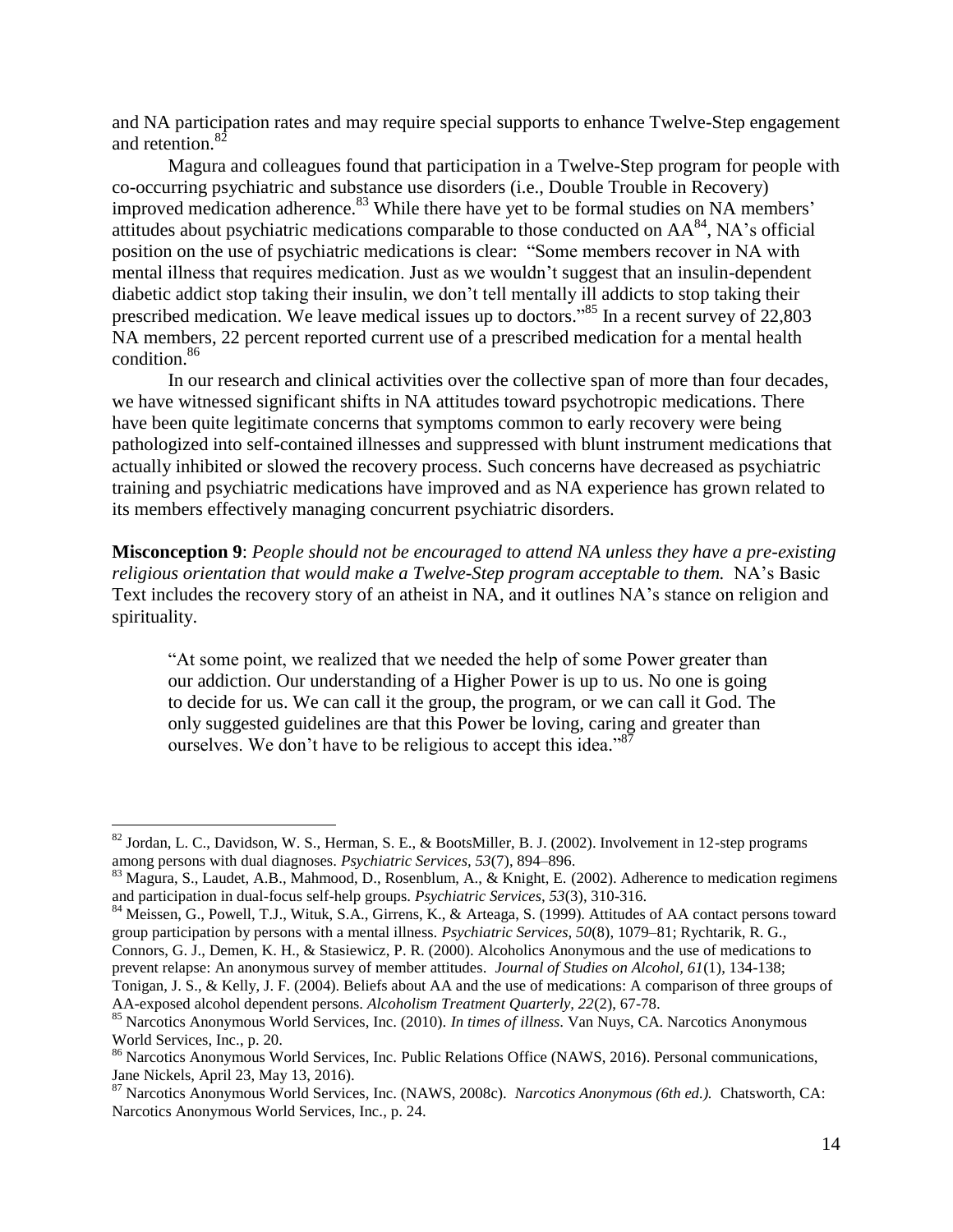and NA participation rates and may require special supports to enhance Twelve-Step engagement and retention.[82]

Magura and colleagues found that participation in a Twelve-Step program for people with co-occurring psychiatric and substance use disorders (i.e., Double Trouble in Recovery) improved medication adherence.[83] While there have yet to be formal studies on NA members' attitudes about psychiatric medications comparable to those conducted on AA[84], NA's official position on the use of psychiatric medications is clear: "Some members recover in NA with mental illness that requires medication. Just as we wouldn't suggest that an insulin-dependent diabetic addict stop taking their insulin, we don't tell mentally ill addicts to stop taking their prescribed medication. We leave medical issues up to doctors."[85] In a recent survey of 22,803 NA members, 22 percent reported current use of a prescribed medication for a mental health condition.[86]

In our research and clinical activities over the collective span of more than four decades, we have witnessed significant shifts in NA attitudes toward psychotropic medications. There have been quite legitimate concerns that symptoms common to early recovery were being pathologized into self-contained illnesses and suppressed with blunt instrument medications that actually inhibited or slowed the recovery process. Such concerns have decreased as psychiatric training and psychiatric medications have improved and as NA experience has grown related to its members effectively managing concurrent psychiatric disorders.

**Misconception 9**: *People should not be encouraged to attend NA unless they have a pre-existing religious orientation that would make a Twelve-Step program acceptable to them.* NA's Basic Text includes the recovery story of an atheist in NA, and it outlines NA's stance on religion and spirituality.

> "At some point, we realized that we needed the help of some Power greater than our addiction. Our understanding of a Higher Power is up to us. No one is going to decide for us. We can call it the group, the program, or we can call it God. The only suggested guidelines are that this Power be loving, caring and greater than ourselves. We don't have to be religious to accept this idea."[87]

---

[82] Jordan, L. C., Davidson, W. S., Herman, S. E., & BootsMiller, B. J. (2002). Involvement in 12-step programs among persons with dual diagnoses. *Psychiatric Services, 53*(7), 894–896.

[83] Magura, S., Laudet, A.B., Mahmood, D., Rosenblum, A., & Knight, E. (2002). Adherence to medication regimens and participation in dual-focus self-help groups. *Psychiatric Services, 53*(3), 310-316.

[84] Meissen, G., Powell, T.J., Wituk, S.A., Girrens, K., & Arteaga, S. (1999). Attitudes of AA contact persons toward group participation by persons with a mental illness. *Psychiatric Services, 50*(8), 1079–81; Rychtarik, R. G., Connors, G. J., Demen, K. H., & Stasiewicz, P. R. (2000). Alcoholics Anonymous and the use of medications to prevent relapse: An anonymous survey of member attitudes. *Journal of Studies on Alcohol, 61*(1), 134-138; Tonigan, J. S., & Kelly, J. F. (2004). Beliefs about AA and the use of medications: A comparison of three groups of AA-exposed alcohol dependent persons. *Alcoholism Treatment Quarterly, 22*(2), 67-78.

[85] Narcotics Anonymous World Services, Inc. (2010). *In times of illness*. Van Nuys, CA. Narcotics Anonymous World Services, Inc., p. 20.

[86] Narcotics Anonymous World Services, Inc. Public Relations Office (NAWS, 2016). Personal communications, Jane Nickels, April 23, May 13, 2016).

[87] Narcotics Anonymous World Services, Inc. (NAWS, 2008c). *Narcotics Anonymous (6th ed.).* Chatsworth, CA: Narcotics Anonymous World Services, Inc., p. 24.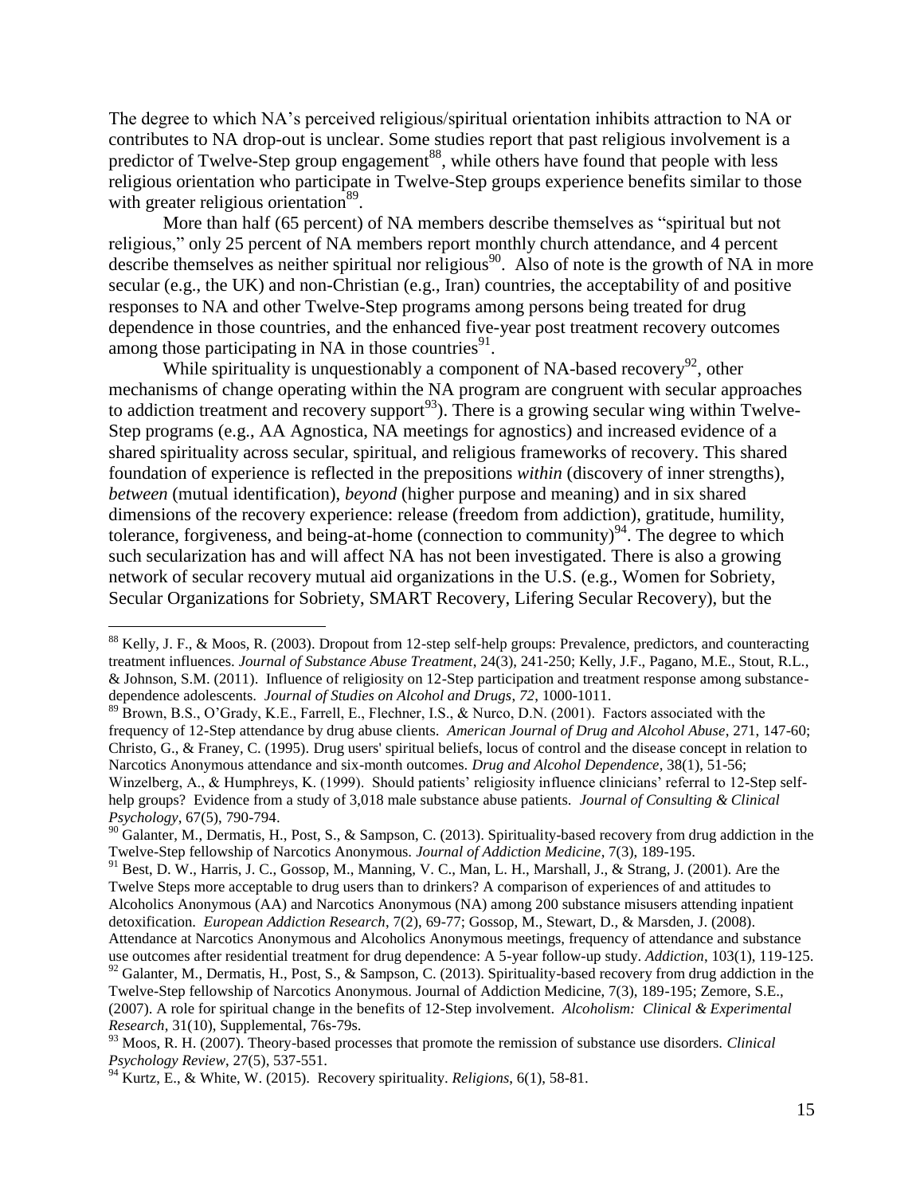The degree to which NA's perceived religious/spiritual orientation inhibits attraction to NA or contributes to NA drop-out is unclear. Some studies report that past religious involvement is a predictor of Twelve-Step group engagement[88], while others have found that people with less religious orientation who participate in Twelve-Step groups experience benefits similar to those with greater religious orientation[89].

More than half (65 percent) of NA members describe themselves as "spiritual but not religious," only 25 percent of NA members report monthly church attendance, and 4 percent describe themselves as neither spiritual nor religious[90]. Also of note is the growth of NA in more secular (e.g., the UK) and non-Christian (e.g., Iran) countries, the acceptability of and positive responses to NA and other Twelve-Step programs among persons being treated for drug dependence in those countries, and the enhanced five-year post treatment recovery outcomes among those participating in NA in those countries[91].

While spirituality is unquestionably a component of NA-based recovery[92], other mechanisms of change operating within the NA program are congruent with secular approaches to addiction treatment and recovery support[93]). There is a growing secular wing within Twelve-Step programs (e.g., AA Agnostica, NA meetings for agnostics) and increased evidence of a shared spirituality across secular, spiritual, and religious frameworks of recovery. This shared foundation of experience is reflected in the prepositions *within* (discovery of inner strengths), *between* (mutual identification), *beyond* (higher purpose and meaning) and in six shared dimensions of the recovery experience: release (freedom from addiction), gratitude, humility, tolerance, forgiveness, and being-at-home (connection to community)[94]. The degree to which such secularization has and will affect NA has not been investigated. There is also a growing network of secular recovery mutual aid organizations in the U.S. (e.g., Women for Sobriety, Secular Organizations for Sobriety, SMART Recovery, Lifering Secular Recovery), but the

---

[88] Kelly, J. F., & Moos, R. (2003). Dropout from 12-step self-help groups: Prevalence, predictors, and counteracting treatment influences. *Journal of Substance Abuse Treatment*, 24(3), 241-250; Kelly, J.F., Pagano, M.E., Stout, R.L., & Johnson, S.M. (2011). Influence of religiosity on 12-Step participation and treatment response among substance-dependence adolescents. *Journal of Studies on Alcohol and Drugs*, *72*, 1000-1011.

[89] Brown, B.S., O'Grady, K.E., Farrell, E., Flechner, I.S., & Nurco, D.N. (2001). Factors associated with the frequency of 12-Step attendance by drug abuse clients. *American Journal of Drug and Alcohol Abuse*, 271, 147-60; Christo, G., & Franey, C. (1995). Drug users' spiritual beliefs, locus of control and the disease concept in relation to Narcotics Anonymous attendance and six-month outcomes. *Drug and Alcohol Dependence*, 38(1), 51-56; Winzelberg, A., & Humphreys, K. (1999). Should patients' religiosity influence clinicians' referral to 12-Step self-help groups? Evidence from a study of 3,018 male substance abuse patients. *Journal of Consulting & Clinical Psychology*, 67(5), 790-794.

[90] Galanter, M., Dermatis, H., Post, S., & Sampson, C. (2013). Spirituality-based recovery from drug addiction in the Twelve-Step fellowship of Narcotics Anonymous. *Journal of Addiction Medicine*, 7(3), 189-195.

[91] Best, D. W., Harris, J. C., Gossop, M., Manning, V. C., Man, L. H., Marshall, J., & Strang, J. (2001). Are the Twelve Steps more acceptable to drug users than to drinkers? A comparison of experiences of and attitudes to Alcoholics Anonymous (AA) and Narcotics Anonymous (NA) among 200 substance misusers attending inpatient detoxification. *European Addiction Research*, 7(2), 69-77; Gossop, M., Stewart, D., & Marsden, J. (2008). Attendance at Narcotics Anonymous and Alcoholics Anonymous meetings, frequency of attendance and substance use outcomes after residential treatment for drug dependence: A 5-year follow-up study. *Addiction*, 103(1), 119-125.

[92] Galanter, M., Dermatis, H., Post, S., & Sampson, C. (2013). Spirituality-based recovery from drug addiction in the Twelve-Step fellowship of Narcotics Anonymous. Journal of Addiction Medicine, 7(3), 189-195; Zemore, S.E., (2007). A role for spiritual change in the benefits of 12-Step involvement. *Alcoholism: Clinical & Experimental Research*, 31(10), Supplemental, 76s-79s.

[93] Moos, R. H. (2007). Theory-based processes that promote the remission of substance use disorders. *Clinical Psychology Review*, 27(5), 537-551.

[94] Kurtz, E., & White, W. (2015). Recovery spirituality. *Religions*, 6(1), 58-81.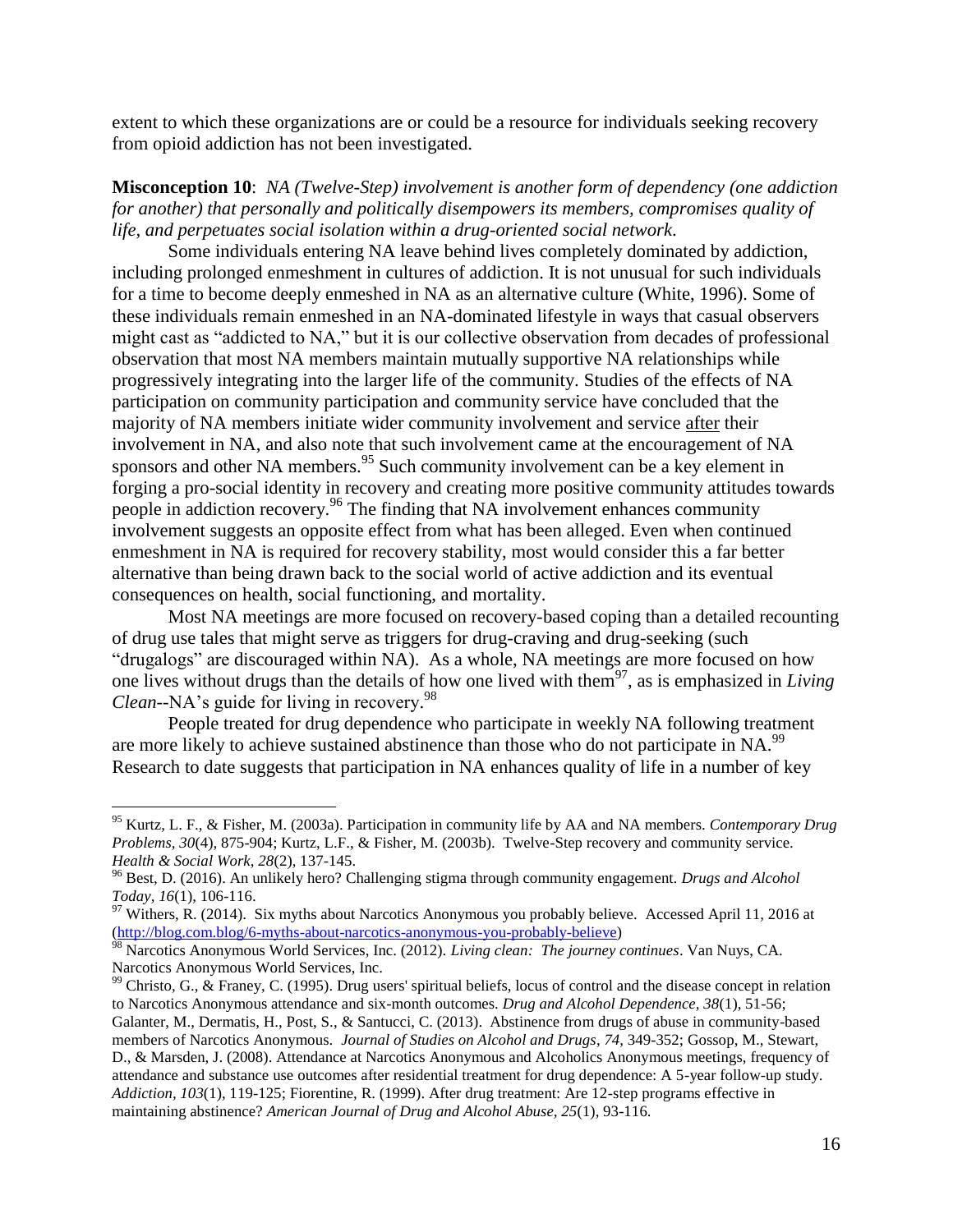extent to which these organizations are or could be a resource for individuals seeking recovery from opioid addiction has not been investigated.

**Misconception 10**: *NA (Twelve-Step) involvement is another form of dependency (one addiction for another) that personally and politically disempowers its members, compromises quality of life, and perpetuates social isolation within a drug-oriented social network.*

Some individuals entering NA leave behind lives completely dominated by addiction, including prolonged enmeshment in cultures of addiction. It is not unusual for such individuals for a time to become deeply enmeshed in NA as an alternative culture (White, 1996). Some of these individuals remain enmeshed in an NA-dominated lifestyle in ways that casual observers might cast as "addicted to NA," but it is our collective observation from decades of professional observation that most NA members maintain mutually supportive NA relationships while progressively integrating into the larger life of the community. Studies of the effects of NA participation on community participation and community service have concluded that the majority of NA members initiate wider community involvement and service after their involvement in NA, and also note that such involvement came at the encouragement of NA sponsors and other NA members.[95] Such community involvement can be a key element in forging a pro-social identity in recovery and creating more positive community attitudes towards people in addiction recovery.[96] The finding that NA involvement enhances community involvement suggests an opposite effect from what has been alleged. Even when continued enmeshment in NA is required for recovery stability, most would consider this a far better alternative than being drawn back to the social world of active addiction and its eventual consequences on health, social functioning, and mortality.

Most NA meetings are more focused on recovery-based coping than a detailed recounting of drug use tales that might serve as triggers for drug-craving and drug-seeking (such "drugalogs" are discouraged within NA). As a whole, NA meetings are more focused on how one lives without drugs than the details of how one lived with them[97], as is emphasized in *Living Clean*--NA's guide for living in recovery.[98]

People treated for drug dependence who participate in weekly NA following treatment are more likely to achieve sustained abstinence than those who do not participate in NA.[99] Research to date suggests that participation in NA enhances quality of life in a number of key

---

[95] Kurtz, L. F., & Fisher, M. (2003a). Participation in community life by AA and NA members. *Contemporary Drug Problems, 30*(4), 875-904; Kurtz, L.F., & Fisher, M. (2003b). Twelve-Step recovery and community service. *Health & Social Work, 28*(2), 137-145.

[96] Best, D. (2016). An unlikely hero? Challenging stigma through community engagement. *Drugs and Alcohol Today, 16*(1), 106-116.

[97] Withers, R. (2014). Six myths about Narcotics Anonymous you probably believe. Accessed April 11, 2016 at (http://blog.com.blog/6-myths-about-narcotics-anonymous-you-probably-believe)

[98] Narcotics Anonymous World Services, Inc. (2012). *Living clean: The journey continues*. Van Nuys, CA. Narcotics Anonymous World Services, Inc.

[99] Christo, G., & Franey, C. (1995). Drug users' spiritual beliefs, locus of control and the disease concept in relation to Narcotics Anonymous attendance and six-month outcomes. *Drug and Alcohol Dependence, 38*(1), 51-56; Galanter, M., Dermatis, H., Post, S., & Santucci, C. (2013). Abstinence from drugs of abuse in community-based members of Narcotics Anonymous. *Journal of Studies on Alcohol and Drugs, 74*, 349-352; Gossop, M., Stewart, D., & Marsden, J. (2008). Attendance at Narcotics Anonymous and Alcoholics Anonymous meetings, frequency of attendance and substance use outcomes after residential treatment for drug dependence: A 5-year follow-up study. *Addiction, 103*(1), 119-125; Fiorentine, R. (1999). After drug treatment: Are 12-step programs effective in maintaining abstinence? *American Journal of Drug and Alcohol Abuse, 25*(1), 93-116.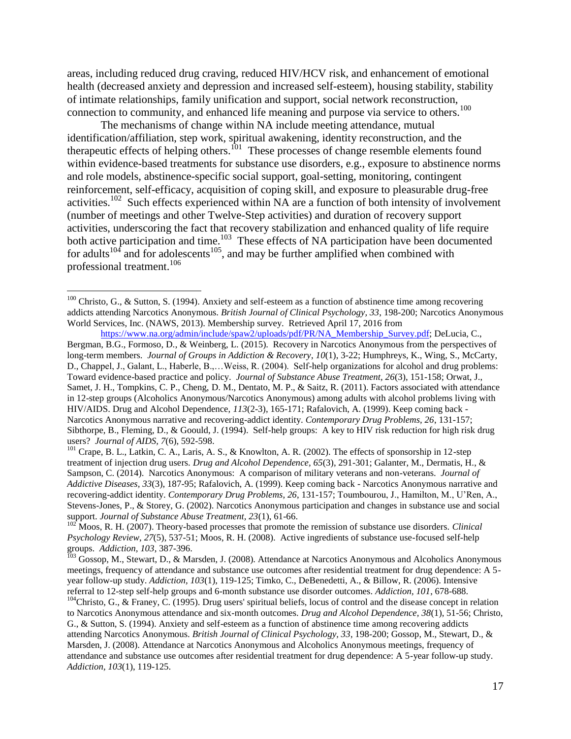areas, including reduced drug craving, reduced HIV/HCV risk, and enhancement of emotional health (decreased anxiety and depression and increased self-esteem), housing stability, stability of intimate relationships, family unification and support, social network reconstruction, connection to community, and enhanced life meaning and purpose via service to others.[100]

The mechanisms of change within NA include meeting attendance, mutual identification/affiliation, step work, spiritual awakening, identity reconstruction, and the therapeutic effects of helping others.[101] These processes of change resemble elements found within evidence-based treatments for substance use disorders, e.g., exposure to abstinence norms and role models, abstinence-specific social support, goal-setting, monitoring, contingent reinforcement, self-efficacy, acquisition of coping skill, and exposure to pleasurable drug-free activities.[102] Such effects experienced within NA are a function of both intensity of involvement (number of meetings and other Twelve-Step activities) and duration of recovery support activities, underscoring the fact that recovery stabilization and enhanced quality of life require both active participation and time.[103] These effects of NA participation have been documented for adults[104] and for adolescents[105], and may be further amplified when combined with professional treatment.[106]

---

[100] Christo, G., & Sutton, S. (1994). Anxiety and self-esteem as a function of abstinence time among recovering addicts attending Narcotics Anonymous. *British Journal of Clinical Psychology, 33*, 198-200; Narcotics Anonymous World Services, Inc. (NAWS, 2013). Membership survey. Retrieved April 17, 2016 from https://www.na.org/admin/include/spaw2/uploads/pdf/PR/NA_Membership_Survey.pdf; DeLucia, C., Bergman, B.G., Formoso, D., & Weinberg, L. (2015). Recovery in Narcotics Anonymous from the perspectives of long-term members. *Journal of Groups in Addiction & Recovery, 10*(1), 3-22; Humphreys, K., Wing, S., McCarty, D., Chappel, J., Galant, L., Haberle, B.,…Weiss, R. (2004). Self-help organizations for alcohol and drug problems: Toward evidence-based practice and policy. *Journal of Substance Abuse Treatment, 26*(3), 151-158; Orwat, J., Samet, J. H., Tompkins, C. P., Cheng, D. M., Dentato, M. P., & Saitz, R. (2011). Factors associated with attendance in 12-step groups (Alcoholics Anonymous/Narcotics Anonymous) among adults with alcohol problems living with HIV/AIDS. Drug and Alcohol Dependence, *113*(2-3), 165-171; Rafalovich, A. (1999). Keep coming back - Narcotics Anonymous narrative and recovering-addict identity. *Contemporary Drug Problems, 26*, 131-157; Sibthorpe, B., Fleming, D., & Goould, J. (1994). Self-help groups: A key to HIV risk reduction for high risk drug users? *Journal of AIDS, 7*(6), 592-598.

[101] Crape, B. L., Latkin, C. A., Laris, A. S., & Knowlton, A. R. (2002). The effects of sponsorship in 12-step treatment of injection drug users. *Drug and Alcohol Dependence, 65*(3), 291-301; Galanter, M., Dermatis, H., & Sampson, C. (2014). Narcotics Anonymous: A comparison of military veterans and non-veterans. *Journal of Addictive Diseases, 33*(3), 187-95; Rafalovich, A. (1999). Keep coming back - Narcotics Anonymous narrative and recovering-addict identity. *Contemporary Drug Problems, 26*, 131-157; Toumbourou, J., Hamilton, M., U'Ren, A., Stevens-Jones, P., & Storey, G. (2002). Narcotics Anonymous participation and changes in substance use and social support. *Journal of Substance Abuse Treatment, 23*(1), 61-66.

[102] Moos, R. H. (2007). Theory-based processes that promote the remission of substance use disorders. *Clinical Psychology Review, 27*(5), 537-51; Moos, R. H. (2008). Active ingredients of substance use-focused self-help groups. *Addiction, 103*, 387-396.

[103] Gossop, M., Stewart, D., & Marsden, J. (2008). Attendance at Narcotics Anonymous and Alcoholics Anonymous meetings, frequency of attendance and substance use outcomes after residential treatment for drug dependence: A 5-year follow-up study. *Addiction, 103*(1), 119-125; Timko, C., DeBenedetti, A., & Billow, R. (2006). Intensive referral to 12-step self-help groups and 6-month substance use disorder outcomes. *Addiction, 101*, 678-688.

[104] Christo, G., & Franey, C. (1995). Drug users' spiritual beliefs, locus of control and the disease concept in relation to Narcotics Anonymous attendance and six-month outcomes. *Drug and Alcohol Dependence, 38*(1), 51-56; Christo, G., & Sutton, S. (1994). Anxiety and self-esteem as a function of abstinence time among recovering addicts attending Narcotics Anonymous. *British Journal of Clinical Psychology, 33*, 198-200; Gossop, M., Stewart, D., & Marsden, J. (2008). Attendance at Narcotics Anonymous and Alcoholics Anonymous meetings, frequency of attendance and substance use outcomes after residential treatment for drug dependence: A 5-year follow-up study. *Addiction, 103*(1), 119-125.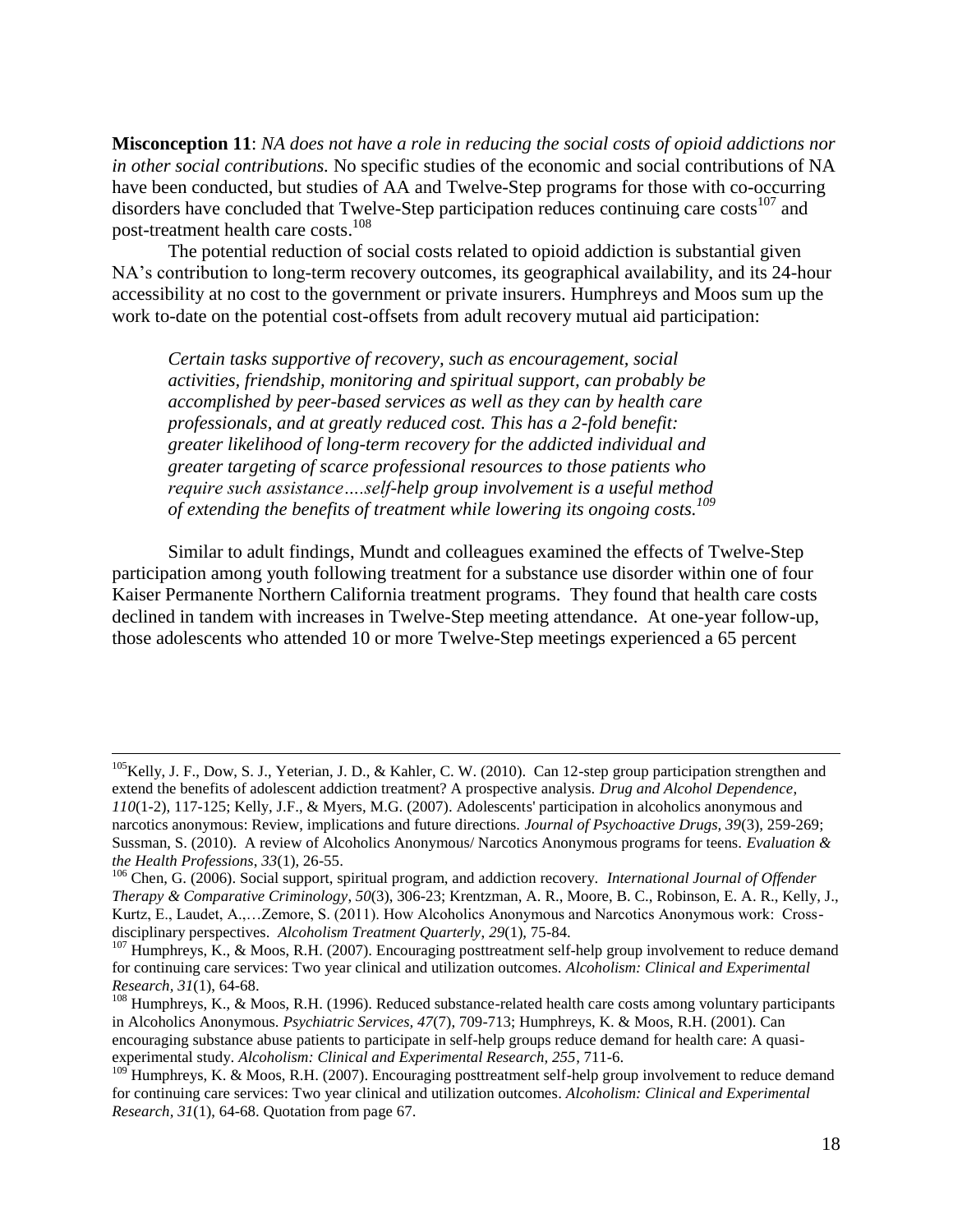**Misconception 11**: *NA does not have a role in reducing the social costs of opioid addictions nor in other social contributions.* No specific studies of the economic and social contributions of NA have been conducted, but studies of AA and Twelve-Step programs for those with co-occurring disorders have concluded that Twelve-Step participation reduces continuing care costs[107] and post-treatment health care costs.[108]

The potential reduction of social costs related to opioid addiction is substantial given NA's contribution to long-term recovery outcomes, its geographical availability, and its 24-hour accessibility at no cost to the government or private insurers. Humphreys and Moos sum up the work to-date on the potential cost-offsets from adult recovery mutual aid participation:

> *Certain tasks supportive of recovery, such as encouragement, social activities, friendship, monitoring and spiritual support, can probably be accomplished by peer-based services as well as they can by health care professionals, and at greatly reduced cost. This has a 2-fold benefit: greater likelihood of long-term recovery for the addicted individual and greater targeting of scarce professional resources to those patients who require such assistance….self-help group involvement is a useful method of extending the benefits of treatment while lowering its ongoing costs.*[109]

Similar to adult findings, Mundt and colleagues examined the effects of Twelve-Step participation among youth following treatment for a substance use disorder within one of four Kaiser Permanente Northern California treatment programs. They found that health care costs declined in tandem with increases in Twelve-Step meeting attendance. At one-year follow-up, those adolescents who attended 10 or more Twelve-Step meetings experienced a 65 percent

---

[105] Kelly, J. F., Dow, S. J., Yeterian, J. D., & Kahler, C. W. (2010). Can 12-step group participation strengthen and extend the benefits of adolescent addiction treatment? A prospective analysis. *Drug and Alcohol Dependence, 110*(1-2), 117-125; Kelly, J.F., & Myers, M.G. (2007). Adolescents' participation in alcoholics anonymous and narcotics anonymous: Review, implications and future directions. *Journal of Psychoactive Drugs, 39*(3), 259-269; Sussman, S. (2010). A review of Alcoholics Anonymous/ Narcotics Anonymous programs for teens. *Evaluation & the Health Professions*, *33*(1), 26-55.

[106] Chen, G. (2006). Social support, spiritual program, and addiction recovery. *International Journal of Offender Therapy & Comparative Criminology*, *50*(3), 306-23; Krentzman, A. R., Moore, B. C., Robinson, E. A. R., Kelly, J., Kurtz, E., Laudet, A.,…Zemore, S. (2011). How Alcoholics Anonymous and Narcotics Anonymous work: Cross-disciplinary perspectives. *Alcoholism Treatment Quarterly*, *29*(1), 75-84.

[107] Humphreys, K., & Moos, R.H. (2007). Encouraging posttreatment self-help group involvement to reduce demand for continuing care services: Two year clinical and utilization outcomes. *Alcoholism: Clinical and Experimental Research*, *31*(1), 64-68.

[108] Humphreys, K., & Moos, R.H. (1996). Reduced substance-related health care costs among voluntary participants in Alcoholics Anonymous. *Psychiatric Services, 47*(7), 709-713; Humphreys, K. & Moos, R.H. (2001). Can encouraging substance abuse patients to participate in self-help groups reduce demand for health care: A quasi-experimental study. *Alcoholism: Clinical and Experimental Research, 255*, 711-6.

[109] Humphreys, K. & Moos, R.H. (2007). Encouraging posttreatment self-help group involvement to reduce demand for continuing care services: Two year clinical and utilization outcomes. *Alcoholism: Clinical and Experimental Research*, *31*(1), 64-68. Quotation from page 67.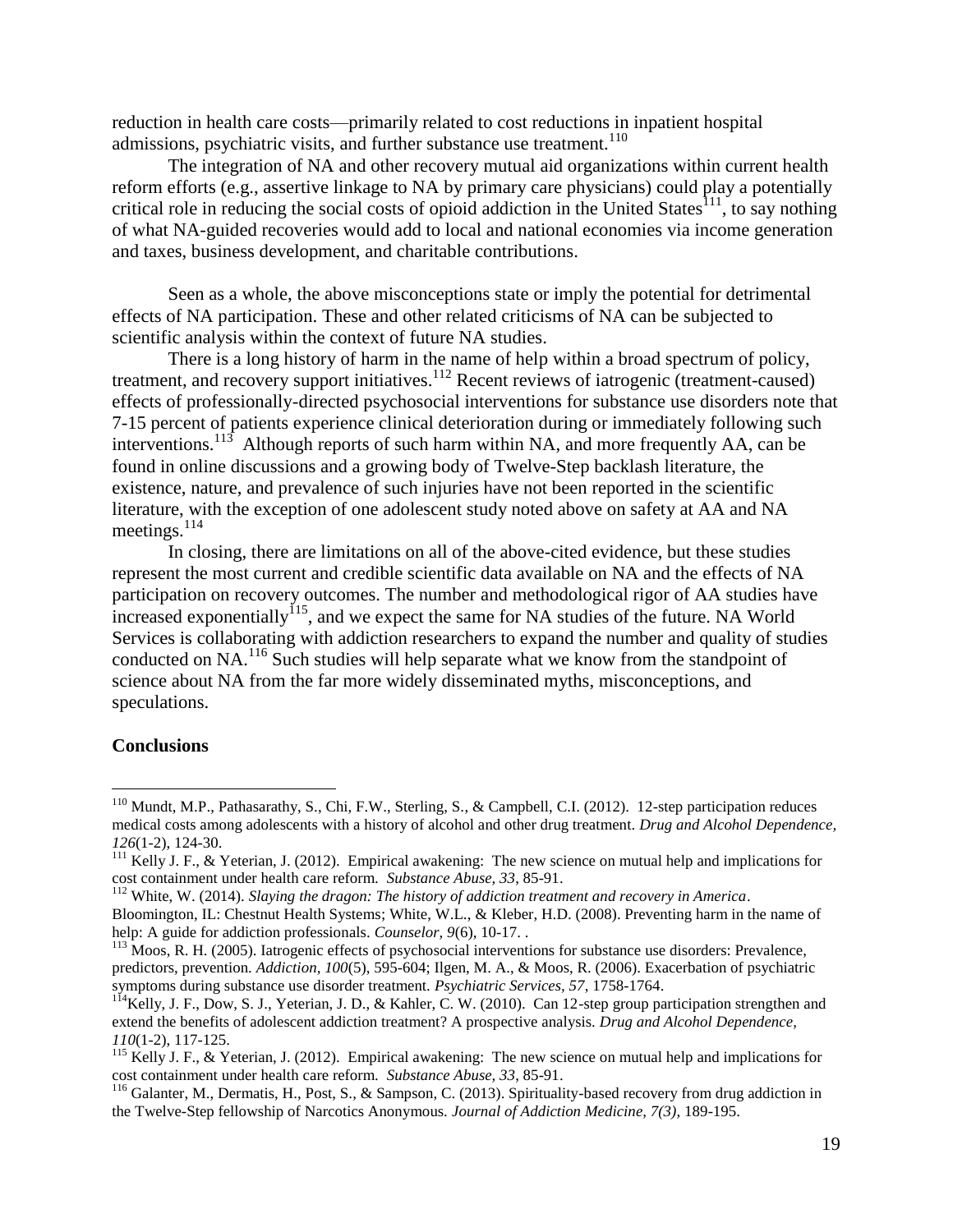reduction in health care costs—primarily related to cost reductions in inpatient hospital admissions, psychiatric visits, and further substance use treatment.[110]

The integration of NA and other recovery mutual aid organizations within current health reform efforts (e.g., assertive linkage to NA by primary care physicians) could play a potentially critical role in reducing the social costs of opioid addiction in the United States[111], to say nothing of what NA-guided recoveries would add to local and national economies via income generation and taxes, business development, and charitable contributions.

Seen as a whole, the above misconceptions state or imply the potential for detrimental effects of NA participation. These and other related criticisms of NA can be subjected to scientific analysis within the context of future NA studies.

There is a long history of harm in the name of help within a broad spectrum of policy, treatment, and recovery support initiatives.[112] Recent reviews of iatrogenic (treatment-caused) effects of professionally-directed psychosocial interventions for substance use disorders note that 7-15 percent of patients experience clinical deterioration during or immediately following such interventions.[113] Although reports of such harm within NA, and more frequently AA, can be found in online discussions and a growing body of Twelve-Step backlash literature, the existence, nature, and prevalence of such injuries have not been reported in the scientific literature, with the exception of one adolescent study noted above on safety at AA and NA meetings.[114]

In closing, there are limitations on all of the above-cited evidence, but these studies represent the most current and credible scientific data available on NA and the effects of NA participation on recovery outcomes. The number and methodological rigor of AA studies have increased exponentially[115], and we expect the same for NA studies of the future. NA World Services is collaborating with addiction researchers to expand the number and quality of studies conducted on NA.[116] Such studies will help separate what we know from the standpoint of science about NA from the far more widely disseminated myths, misconceptions, and speculations.

**Conclusions**

---

[110] Mundt, M.P., Pathasarathy, S., Chi, F.W., Sterling, S., & Campbell, C.I. (2012). 12-step participation reduces medical costs among adolescents with a history of alcohol and other drug treatment. *Drug and Alcohol Dependence, 126*(1-2), 124-30.

[111] Kelly J. F., & Yeterian, J. (2012). Empirical awakening: The new science on mutual help and implications for cost containment under health care reform. *Substance Abuse, 33,* 85-91.

[112] White, W. (2014). *Slaying the dragon: The history of addiction treatment and recovery in America*. Bloomington, IL: Chestnut Health Systems; White, W.L., & Kleber, H.D. (2008). Preventing harm in the name of help: A guide for addiction professionals. *Counselor, 9*(6), 10-17. .

[113] Moos, R. H. (2005). Iatrogenic effects of psychosocial interventions for substance use disorders: Prevalence, predictors, prevention. *Addiction, 100*(5), 595-604; Ilgen, M. A., & Moos, R. (2006). Exacerbation of psychiatric symptoms during substance use disorder treatment. *Psychiatric Services, 57*, 1758-1764.

[114] Kelly, J. F., Dow, S. J., Yeterian, J. D., & Kahler, C. W. (2010). Can 12-step group participation strengthen and extend the benefits of adolescent addiction treatment? A prospective analysis. *Drug and Alcohol Dependence, 110*(1-2), 117-125.

[115] Kelly J. F., & Yeterian, J. (2012). Empirical awakening: The new science on mutual help and implications for cost containment under health care reform. *Substance Abuse, 33,* 85-91.

[116] Galanter, M., Dermatis, H., Post, S., & Sampson, C. (2013). Spirituality-based recovery from drug addiction in the Twelve-Step fellowship of Narcotics Anonymous. *Journal of Addiction Medicine, 7(3)*, 189-195.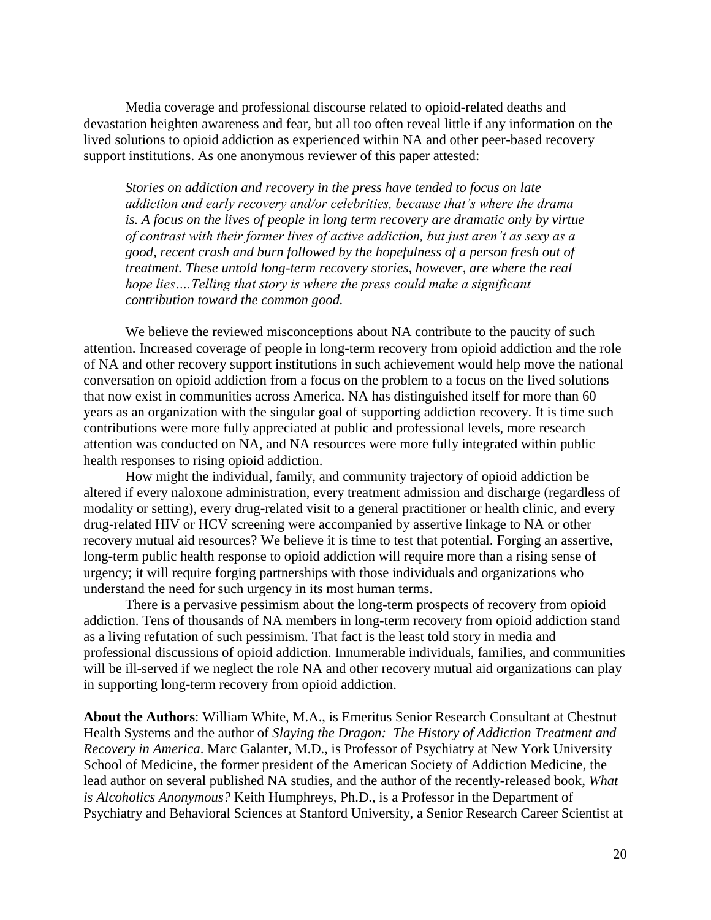Media coverage and professional discourse related to opioid-related deaths and devastation heighten awareness and fear, but all too often reveal little if any information on the lived solutions to opioid addiction as experienced within NA and other peer-based recovery support institutions. As one anonymous reviewer of this paper attested:

> *Stories on addiction and recovery in the press have tended to focus on late addiction and early recovery and/or celebrities, because that's where the drama is. A focus on the lives of people in long term recovery are dramatic only by virtue of contrast with their former lives of active addiction, but just aren't as sexy as a good, recent crash and burn followed by the hopefulness of a person fresh out of treatment. These untold long-term recovery stories, however, are where the real hope lies….Telling that story is where the press could make a significant contribution toward the common good.*

We believe the reviewed misconceptions about NA contribute to the paucity of such attention. Increased coverage of people in <u>long-term</u> recovery from opioid addiction and the role of NA and other recovery support institutions in such achievement would help move the national conversation on opioid addiction from a focus on the problem to a focus on the lived solutions that now exist in communities across America. NA has distinguished itself for more than 60 years as an organization with the singular goal of supporting addiction recovery. It is time such contributions were more fully appreciated at public and professional levels, more research attention was conducted on NA, and NA resources were more fully integrated within public health responses to rising opioid addiction.

How might the individual, family, and community trajectory of opioid addiction be altered if every naloxone administration, every treatment admission and discharge (regardless of modality or setting), every drug-related visit to a general practitioner or health clinic, and every drug-related HIV or HCV screening were accompanied by assertive linkage to NA or other recovery mutual aid resources? We believe it is time to test that potential. Forging an assertive, long-term public health response to opioid addiction will require more than a rising sense of urgency; it will require forging partnerships with those individuals and organizations who understand the need for such urgency in its most human terms.

There is a pervasive pessimism about the long-term prospects of recovery from opioid addiction. Tens of thousands of NA members in long-term recovery from opioid addiction stand as a living refutation of such pessimism. That fact is the least told story in media and professional discussions of opioid addiction. Innumerable individuals, families, and communities will be ill-served if we neglect the role NA and other recovery mutual aid organizations can play in supporting long-term recovery from opioid addiction.

**About the Authors**: William White, M.A., is Emeritus Senior Research Consultant at Chestnut Health Systems and the author of *Slaying the Dragon: The History of Addiction Treatment and Recovery in America*. Marc Galanter, M.D., is Professor of Psychiatry at New York University School of Medicine, the former president of the American Society of Addiction Medicine, the lead author on several published NA studies, and the author of the recently-released book, *What is Alcoholics Anonymous?* Keith Humphreys, Ph.D., is a Professor in the Department of Psychiatry and Behavioral Sciences at Stanford University, a Senior Research Career Scientist at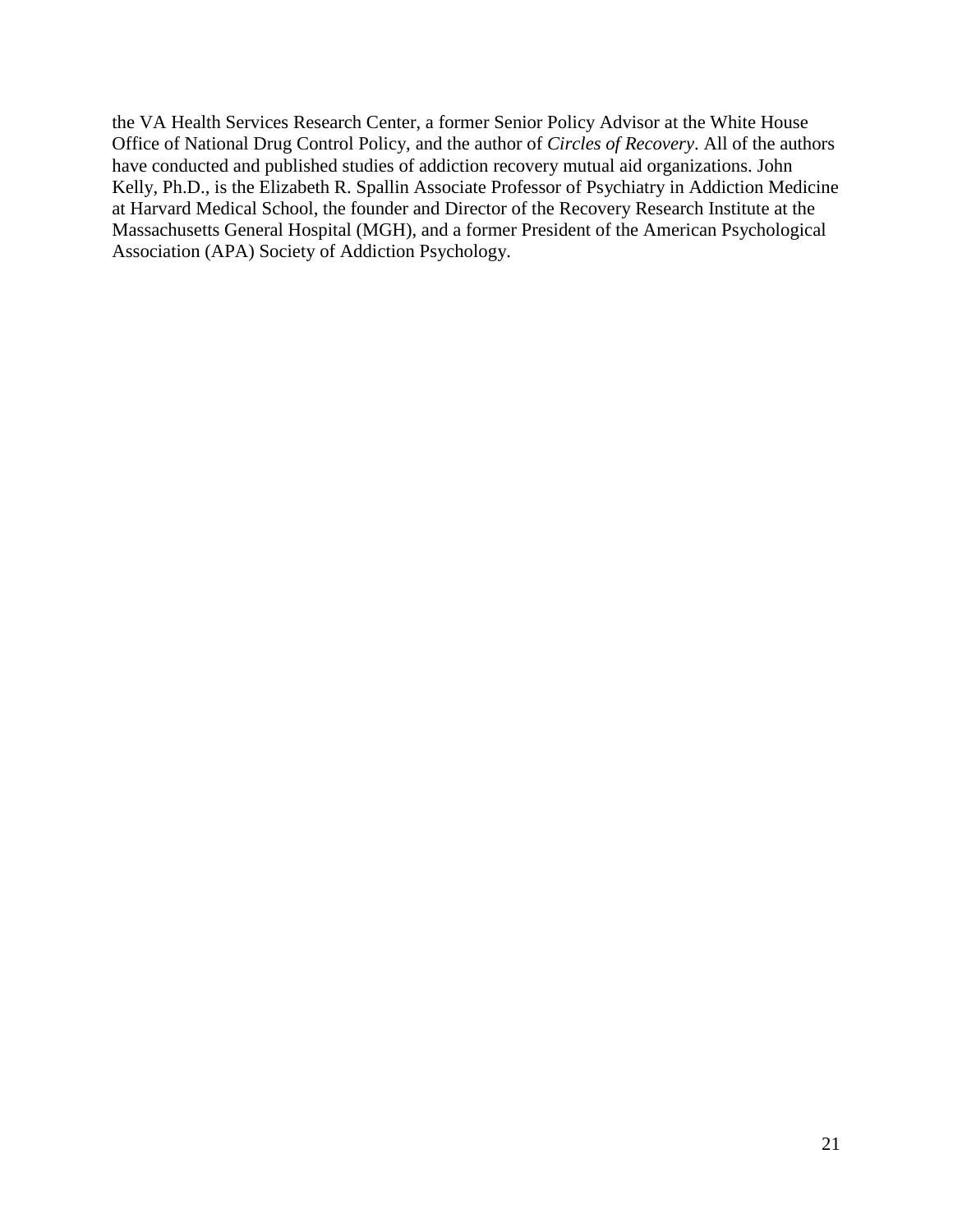the VA Health Services Research Center, a former Senior Policy Advisor at the White House Office of National Drug Control Policy, and the author of *Circles of Recovery*. All of the authors have conducted and published studies of addiction recovery mutual aid organizations. John Kelly, Ph.D., is the Elizabeth R. Spallin Associate Professor of Psychiatry in Addiction Medicine at Harvard Medical School, the founder and Director of the Recovery Research Institute at the Massachusetts General Hospital (MGH), and a former President of the American Psychological Association (APA) Society of Addiction Psychology.